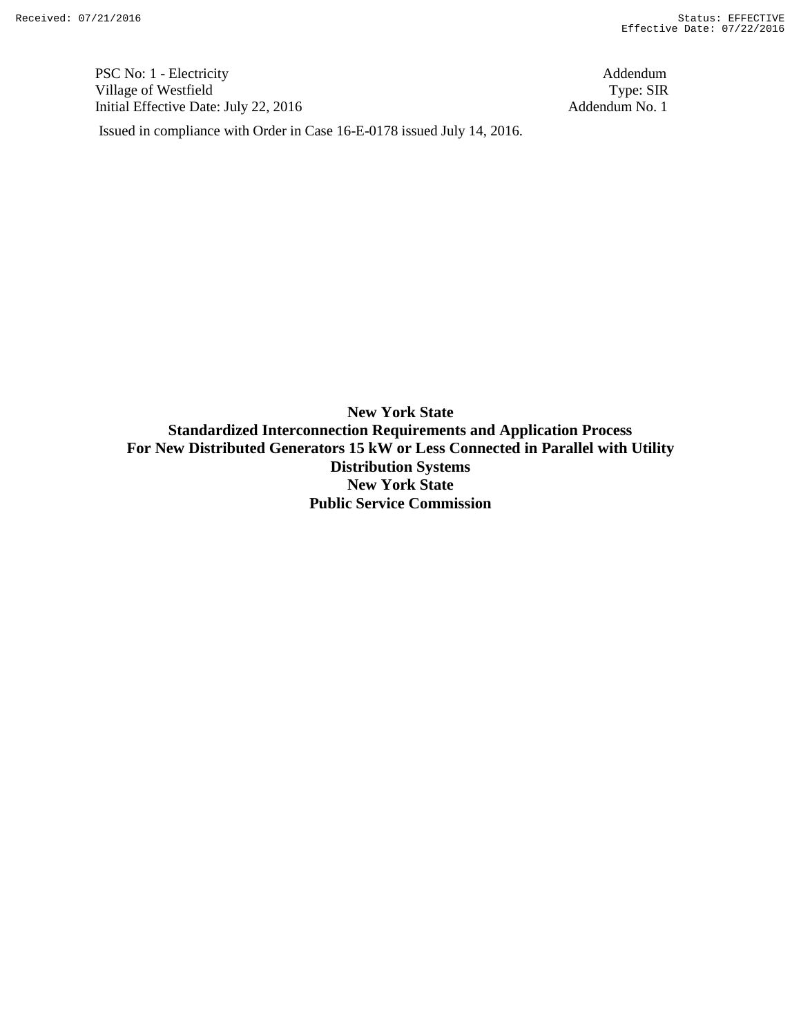PSC No: 1 - Electricity
Village of Westfield
Initial Effective Date: July 22, 2016

Addendum
Type: SIR
Addendum No. 1

Issued in compliance with Order in Case 16-E-0178 issued July 14, 2016.

# New York State
# Standardized Interconnection Requirements and Application Process For New Distributed Generators 15 kW or Less Connected in Parallel with Utility Distribution Systems
# New York State Public Service Commission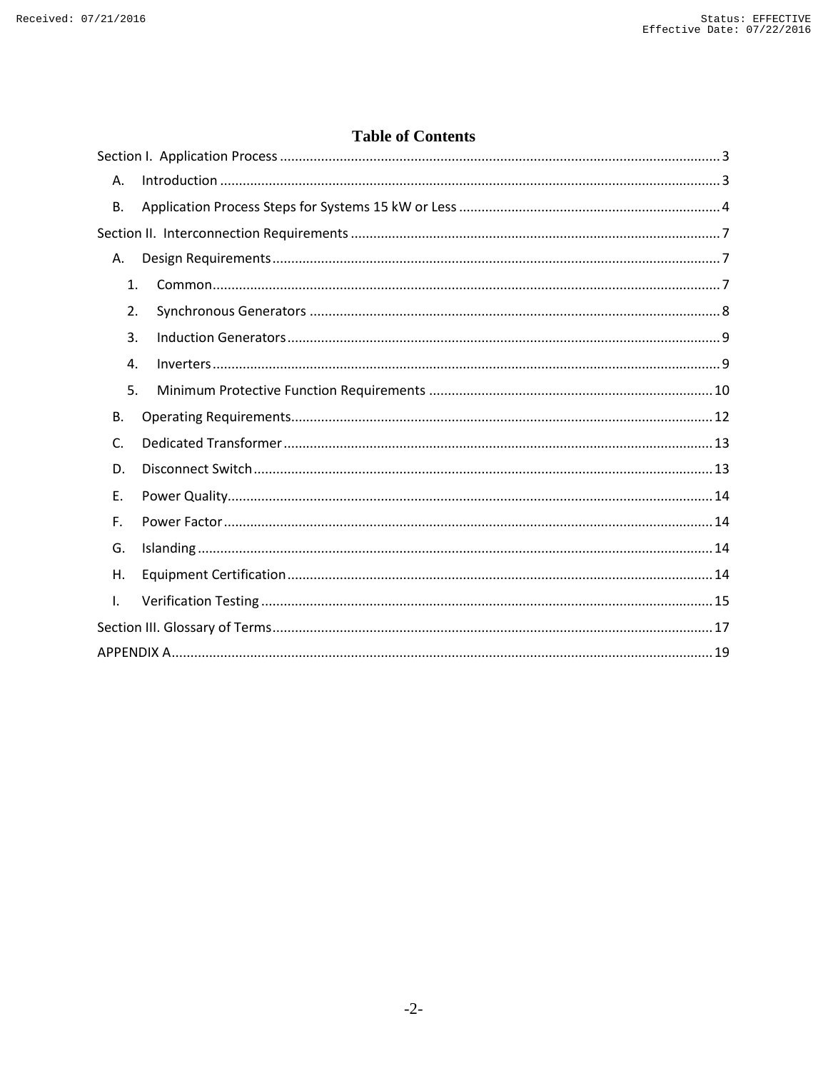# Table of Contents

Section I. Application Process ..... 3

- A. Introduction ..... 3
- B. Application Process Steps for Systems 15 kW or Less ..... 4

Section II. Interconnection Requirements ..... 7

- A. Design Requirements ..... 7
  1. Common ..... 7
  2. Synchronous Generators ..... 8
  3. Induction Generators ..... 9
  4. Inverters ..... 9
  5. Minimum Protective Function Requirements ..... 10
- B. Operating Requirements ..... 12
- C. Dedicated Transformer ..... 13
- D. Disconnect Switch ..... 13
- E. Power Quality ..... 14
- F. Power Factor ..... 14
- G. Islanding ..... 14
- H. Equipment Certification ..... 14
- I. Verification Testing ..... 15

Section III. Glossary of Terms ..... 17

APPENDIX A ..... 19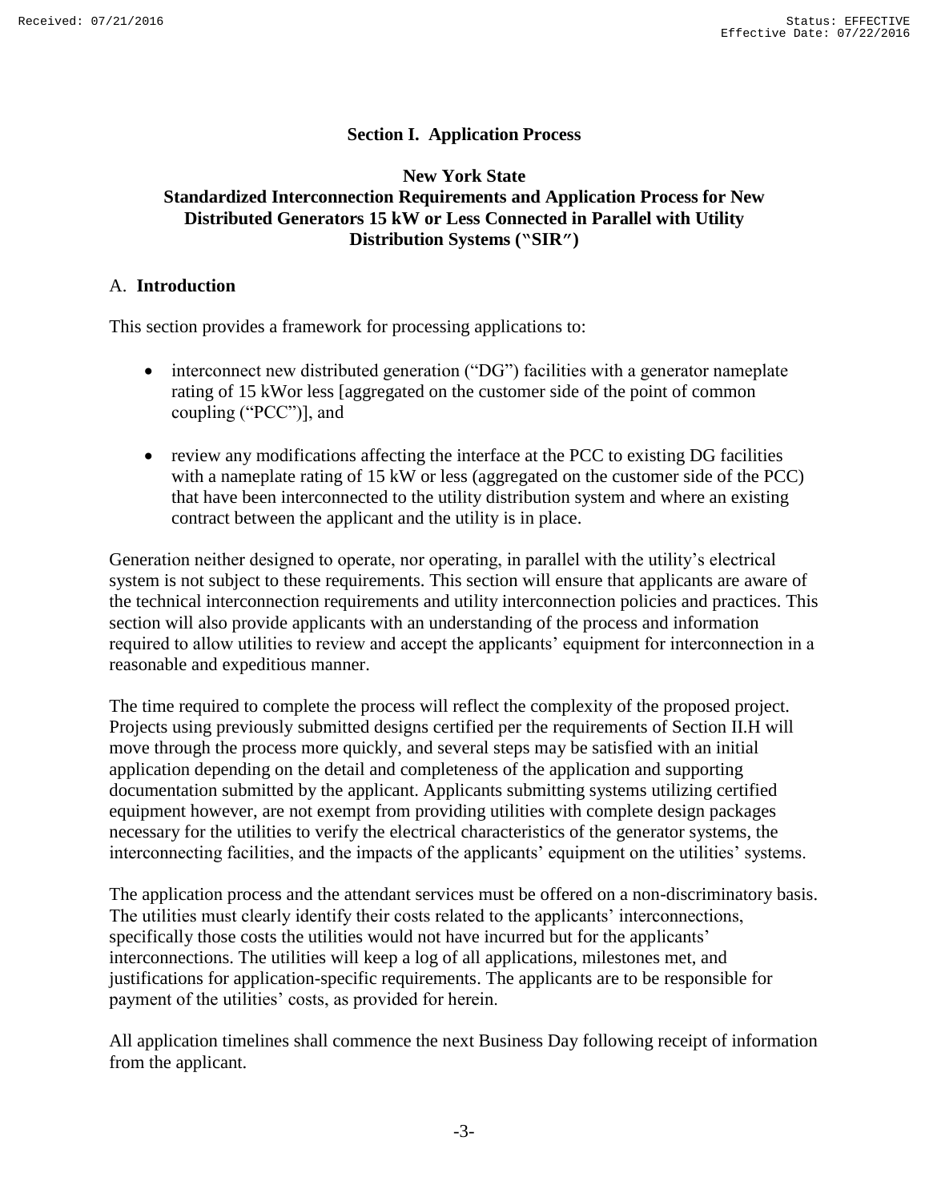## Section I. Application Process

### New York State
### Standardized Interconnection Requirements and Application Process for New Distributed Generators 15 kW or Less Connected in Parallel with Utility Distribution Systems ("SIR")

### A. Introduction

This section provides a framework for processing applications to:

- interconnect new distributed generation ("DG") facilities with a generator nameplate rating of 15 kWor less [aggregated on the customer side of the point of common coupling ("PCC")], and
- review any modifications affecting the interface at the PCC to existing DG facilities with a nameplate rating of 15 kW or less (aggregated on the customer side of the PCC) that have been interconnected to the utility distribution system and where an existing contract between the applicant and the utility is in place.

Generation neither designed to operate, nor operating, in parallel with the utility's electrical system is not subject to these requirements. This section will ensure that applicants are aware of the technical interconnection requirements and utility interconnection policies and practices. This section will also provide applicants with an understanding of the process and information required to allow utilities to review and accept the applicants' equipment for interconnection in a reasonable and expeditious manner.

The time required to complete the process will reflect the complexity of the proposed project. Projects using previously submitted designs certified per the requirements of Section II.H will move through the process more quickly, and several steps may be satisfied with an initial application depending on the detail and completeness of the application and supporting documentation submitted by the applicant. Applicants submitting systems utilizing certified equipment however, are not exempt from providing utilities with complete design packages necessary for the utilities to verify the electrical characteristics of the generator systems, the interconnecting facilities, and the impacts of the applicants' equipment on the utilities' systems.

The application process and the attendant services must be offered on a non-discriminatory basis. The utilities must clearly identify their costs related to the applicants' interconnections, specifically those costs the utilities would not have incurred but for the applicants' interconnections. The utilities will keep a log of all applications, milestones met, and justifications for application-specific requirements. The applicants are to be responsible for payment of the utilities' costs, as provided for herein.

All application timelines shall commence the next Business Day following receipt of information from the applicant.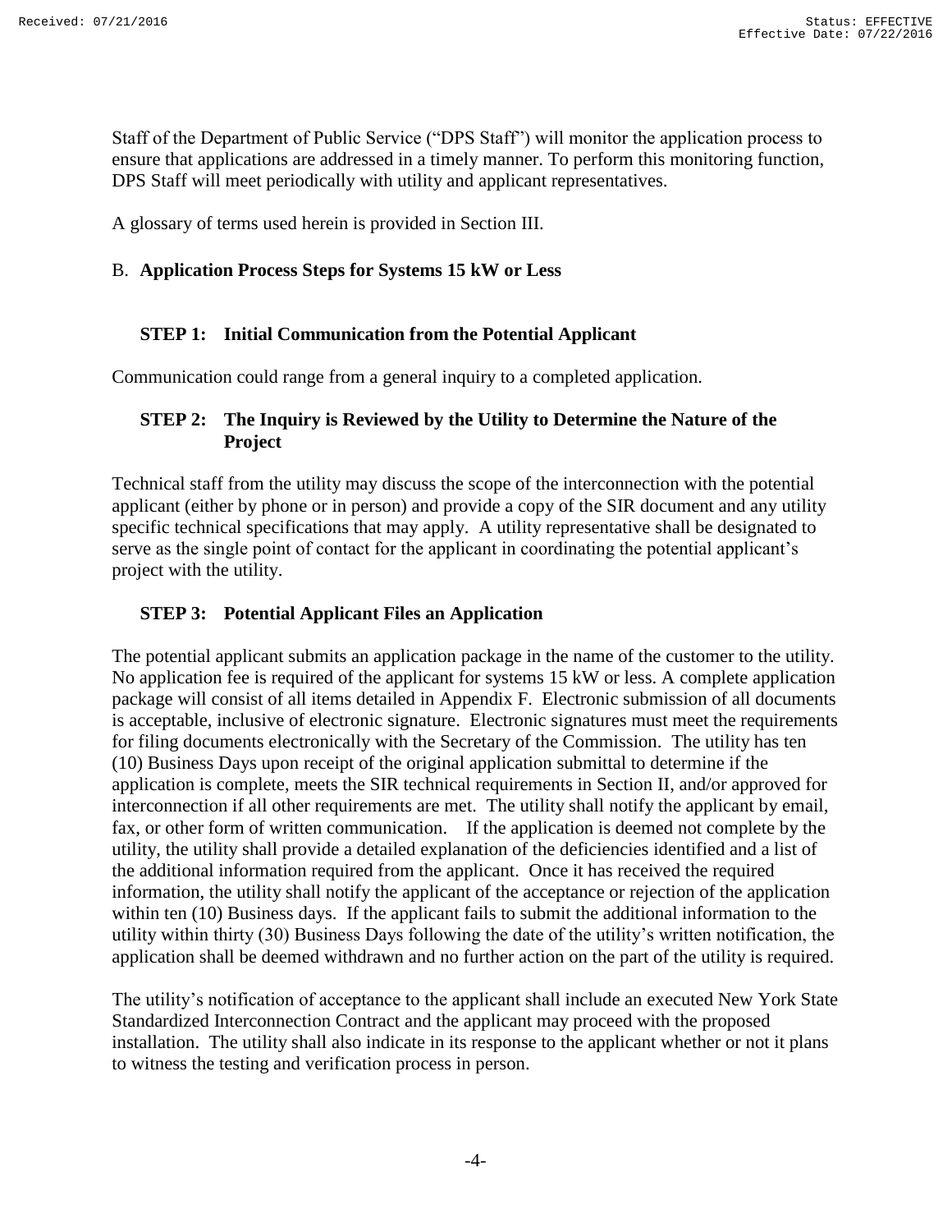Staff of the Department of Public Service ("DPS Staff") will monitor the application process to ensure that applications are addressed in a timely manner. To perform this monitoring function, DPS Staff will meet periodically with utility and applicant representatives.

A glossary of terms used herein is provided in Section III.

## B. **Application Process Steps for Systems 15 kW or Less**

### STEP 1: Initial Communication from the Potential Applicant

Communication could range from a general inquiry to a completed application.

### STEP 2: The Inquiry is Reviewed by the Utility to Determine the Nature of the Project

Technical staff from the utility may discuss the scope of the interconnection with the potential applicant (either by phone or in person) and provide a copy of the SIR document and any utility specific technical specifications that may apply. A utility representative shall be designated to serve as the single point of contact for the applicant in coordinating the potential applicant's project with the utility.

### STEP 3: Potential Applicant Files an Application

The potential applicant submits an application package in the name of the customer to the utility. No application fee is required of the applicant for systems 15 kW or less. A complete application package will consist of all items detailed in Appendix F. Electronic submission of all documents is acceptable, inclusive of electronic signature. Electronic signatures must meet the requirements for filing documents electronically with the Secretary of the Commission. The utility has ten (10) Business Days upon receipt of the original application submittal to determine if the application is complete, meets the SIR technical requirements in Section II, and/or approved for interconnection if all other requirements are met. The utility shall notify the applicant by email, fax, or other form of written communication. If the application is deemed not complete by the utility, the utility shall provide a detailed explanation of the deficiencies identified and a list of the additional information required from the applicant. Once it has received the required information, the utility shall notify the applicant of the acceptance or rejection of the application within ten (10) Business days. If the applicant fails to submit the additional information to the utility within thirty (30) Business Days following the date of the utility's written notification, the application shall be deemed withdrawn and no further action on the part of the utility is required.

The utility's notification of acceptance to the applicant shall include an executed New York State Standardized Interconnection Contract and the applicant may proceed with the proposed installation. The utility shall also indicate in its response to the applicant whether or not it plans to witness the testing and verification process in person.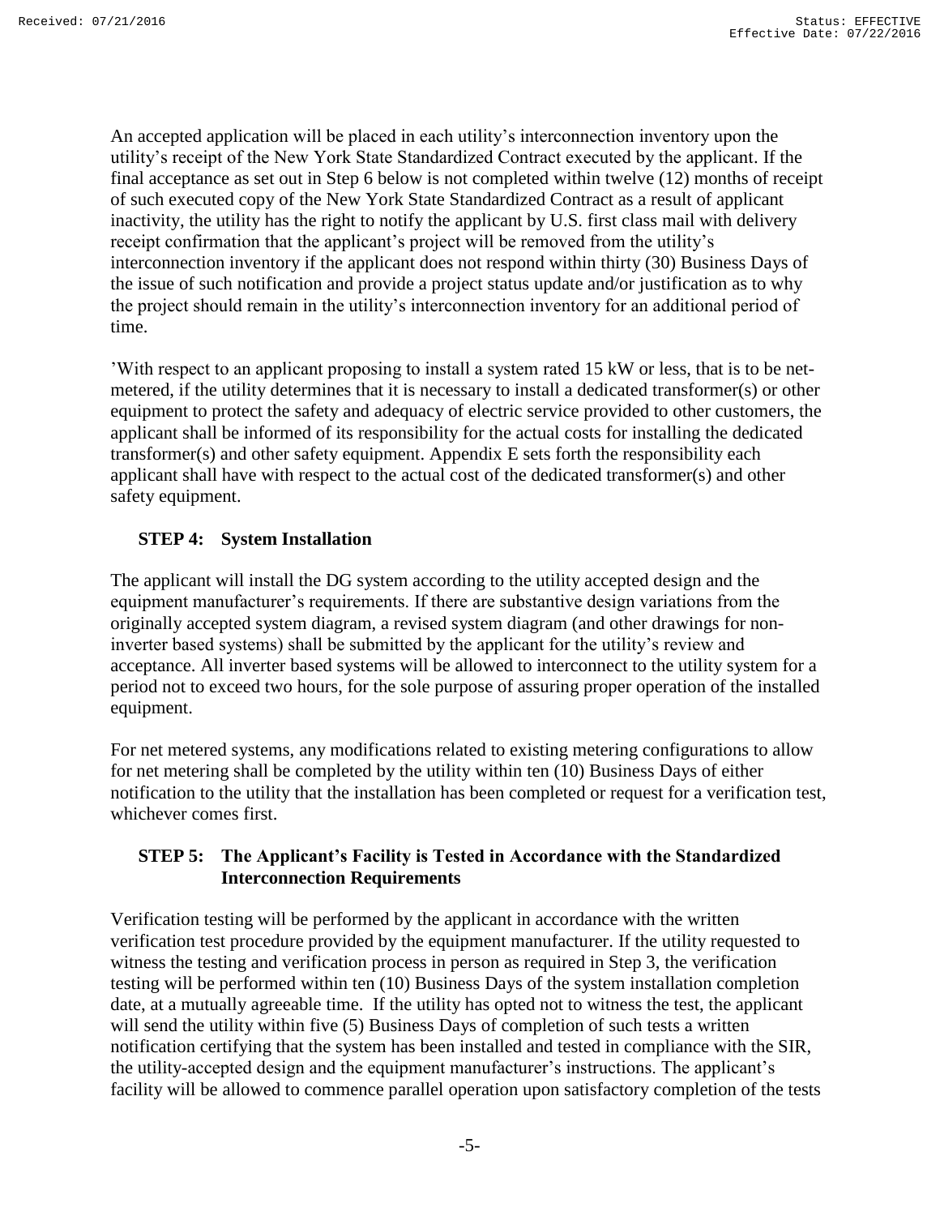An accepted application will be placed in each utility's interconnection inventory upon the utility's receipt of the New York State Standardized Contract executed by the applicant. If the final acceptance as set out in Step 6 below is not completed within twelve (12) months of receipt of such executed copy of the New York State Standardized Contract as a result of applicant inactivity, the utility has the right to notify the applicant by U.S. first class mail with delivery receipt confirmation that the applicant's project will be removed from the utility's interconnection inventory if the applicant does not respond within thirty (30) Business Days of the issue of such notification and provide a project status update and/or justification as to why the project should remain in the utility's interconnection inventory for an additional period of time.

'With respect to an applicant proposing to install a system rated 15 kW or less, that is to be net-metered, if the utility determines that it is necessary to install a dedicated transformer(s) or other equipment to protect the safety and adequacy of electric service provided to other customers, the applicant shall be informed of its responsibility for the actual costs for installing the dedicated transformer(s) and other safety equipment. Appendix E sets forth the responsibility each applicant shall have with respect to the actual cost of the dedicated transformer(s) and other safety equipment.

### STEP 4: System Installation

The applicant will install the DG system according to the utility accepted design and the equipment manufacturer's requirements. If there are substantive design variations from the originally accepted system diagram, a revised system diagram (and other drawings for non-inverter based systems) shall be submitted by the applicant for the utility's review and acceptance. All inverter based systems will be allowed to interconnect to the utility system for a period not to exceed two hours, for the sole purpose of assuring proper operation of the installed equipment.

For net metered systems, any modifications related to existing metering configurations to allow for net metering shall be completed by the utility within ten (10) Business Days of either notification to the utility that the installation has been completed or request for a verification test, whichever comes first.

### STEP 5: The Applicant's Facility is Tested in Accordance with the Standardized Interconnection Requirements

Verification testing will be performed by the applicant in accordance with the written verification test procedure provided by the equipment manufacturer. If the utility requested to witness the testing and verification process in person as required in Step 3, the verification testing will be performed within ten (10) Business Days of the system installation completion date, at a mutually agreeable time. If the utility has opted not to witness the test, the applicant will send the utility within five (5) Business Days of completion of such tests a written notification certifying that the system has been installed and tested in compliance with the SIR, the utility-accepted design and the equipment manufacturer's instructions. The applicant's facility will be allowed to commence parallel operation upon satisfactory completion of the tests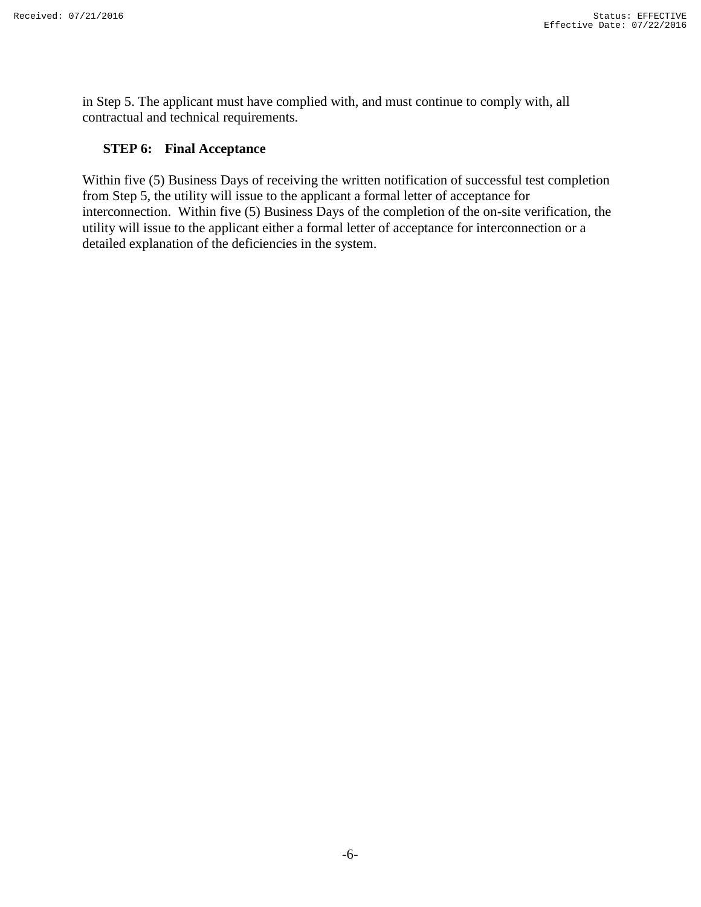in Step 5. The applicant must have complied with, and must continue to comply with, all contractual and technical requirements.

**STEP 6: Final Acceptance**

Within five (5) Business Days of receiving the written notification of successful test completion from Step 5, the utility will issue to the applicant a formal letter of acceptance for interconnection. Within five (5) Business Days of the completion of the on-site verification, the utility will issue to the applicant either a formal letter of acceptance for interconnection or a detailed explanation of the deficiencies in the system.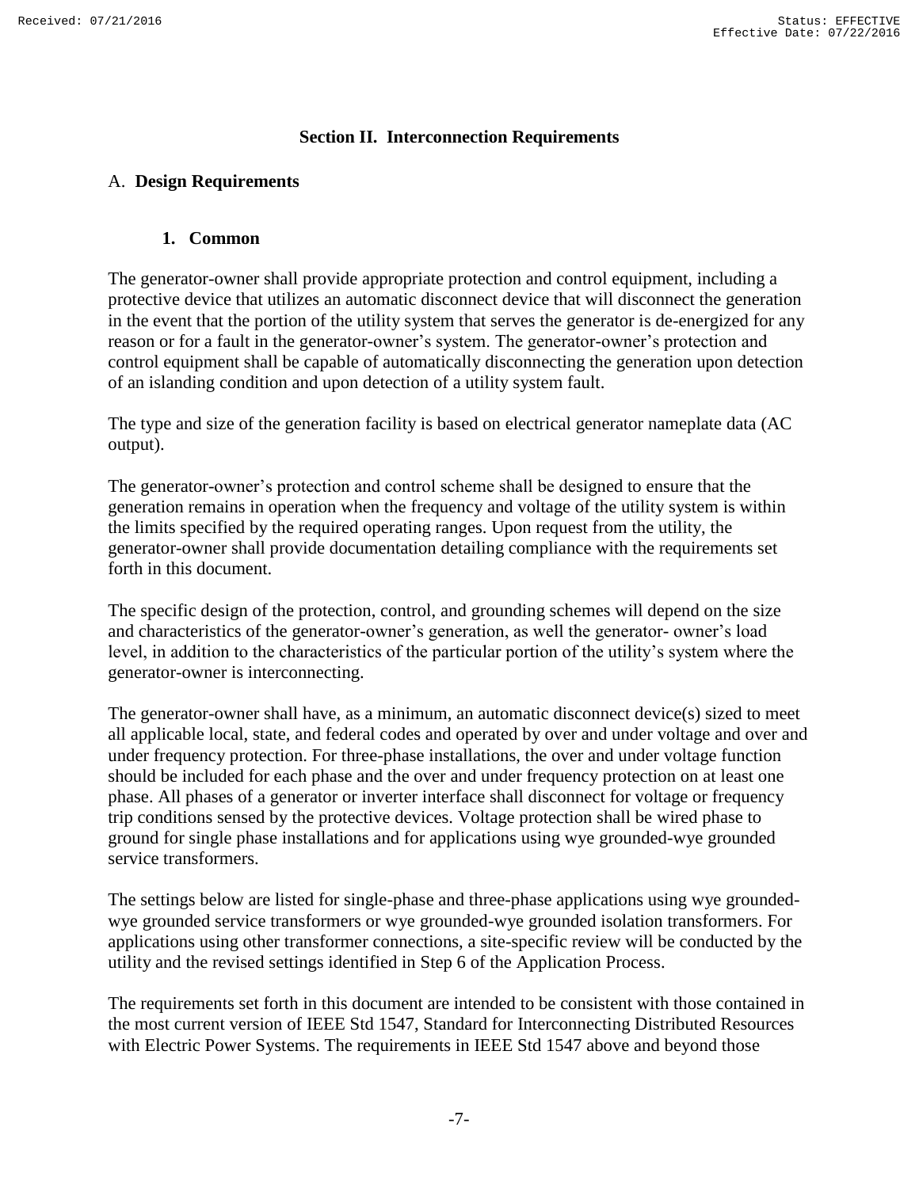## Section II. Interconnection Requirements

### A. **Design Requirements**

#### 1. Common

The generator-owner shall provide appropriate protection and control equipment, including a protective device that utilizes an automatic disconnect device that will disconnect the generation in the event that the portion of the utility system that serves the generator is de-energized for any reason or for a fault in the generator-owner's system. The generator-owner's protection and control equipment shall be capable of automatically disconnecting the generation upon detection of an islanding condition and upon detection of a utility system fault.

The type and size of the generation facility is based on electrical generator nameplate data (AC output).

The generator-owner's protection and control scheme shall be designed to ensure that the generation remains in operation when the frequency and voltage of the utility system is within the limits specified by the required operating ranges. Upon request from the utility, the generator-owner shall provide documentation detailing compliance with the requirements set forth in this document.

The specific design of the protection, control, and grounding schemes will depend on the size and characteristics of the generator-owner's generation, as well the generator- owner's load level, in addition to the characteristics of the particular portion of the utility's system where the generator-owner is interconnecting.

The generator-owner shall have, as a minimum, an automatic disconnect device(s) sized to meet all applicable local, state, and federal codes and operated by over and under voltage and over and under frequency protection. For three-phase installations, the over and under voltage function should be included for each phase and the over and under frequency protection on at least one phase. All phases of a generator or inverter interface shall disconnect for voltage or frequency trip conditions sensed by the protective devices. Voltage protection shall be wired phase to ground for single phase installations and for applications using wye grounded-wye grounded service transformers.

The settings below are listed for single-phase and three-phase applications using wye grounded-wye grounded service transformers or wye grounded-wye grounded isolation transformers. For applications using other transformer connections, a site-specific review will be conducted by the utility and the revised settings identified in Step 6 of the Application Process.

The requirements set forth in this document are intended to be consistent with those contained in the most current version of IEEE Std 1547, Standard for Interconnecting Distributed Resources with Electric Power Systems. The requirements in IEEE Std 1547 above and beyond those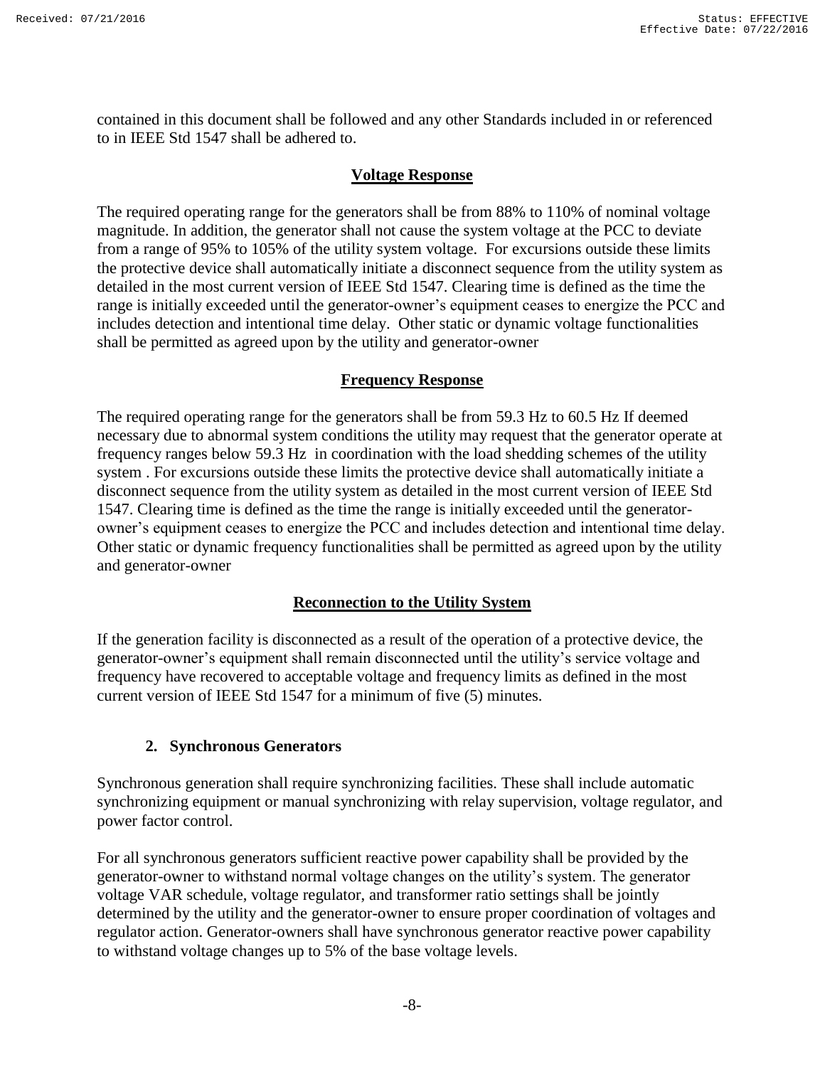contained in this document shall be followed and any other Standards included in or referenced to in IEEE Std 1547 shall be adhered to.

### Voltage Response

The required operating range for the generators shall be from 88% to 110% of nominal voltage magnitude. In addition, the generator shall not cause the system voltage at the PCC to deviate from a range of 95% to 105% of the utility system voltage. For excursions outside these limits the protective device shall automatically initiate a disconnect sequence from the utility system as detailed in the most current version of IEEE Std 1547. Clearing time is defined as the time the range is initially exceeded until the generator-owner's equipment ceases to energize the PCC and includes detection and intentional time delay. Other static or dynamic voltage functionalities shall be permitted as agreed upon by the utility and generator-owner

### Frequency Response

The required operating range for the generators shall be from 59.3 Hz to 60.5 Hz If deemed necessary due to abnormal system conditions the utility may request that the generator operate at frequency ranges below 59.3 Hz in coordination with the load shedding schemes of the utility system . For excursions outside these limits the protective device shall automatically initiate a disconnect sequence from the utility system as detailed in the most current version of IEEE Std 1547. Clearing time is defined as the time the range is initially exceeded until the generator-owner's equipment ceases to energize the PCC and includes detection and intentional time delay. Other static or dynamic frequency functionalities shall be permitted as agreed upon by the utility and generator-owner

### Reconnection to the Utility System

If the generation facility is disconnected as a result of the operation of a protective device, the generator-owner's equipment shall remain disconnected until the utility's service voltage and frequency have recovered to acceptable voltage and frequency limits as defined in the most current version of IEEE Std 1547 for a minimum of five (5) minutes.

## 2. Synchronous Generators

Synchronous generation shall require synchronizing facilities. These shall include automatic synchronizing equipment or manual synchronizing with relay supervision, voltage regulator, and power factor control.

For all synchronous generators sufficient reactive power capability shall be provided by the generator-owner to withstand normal voltage changes on the utility's system. The generator voltage VAR schedule, voltage regulator, and transformer ratio settings shall be jointly determined by the utility and the generator-owner to ensure proper coordination of voltages and regulator action. Generator-owners shall have synchronous generator reactive power capability to withstand voltage changes up to 5% of the base voltage levels.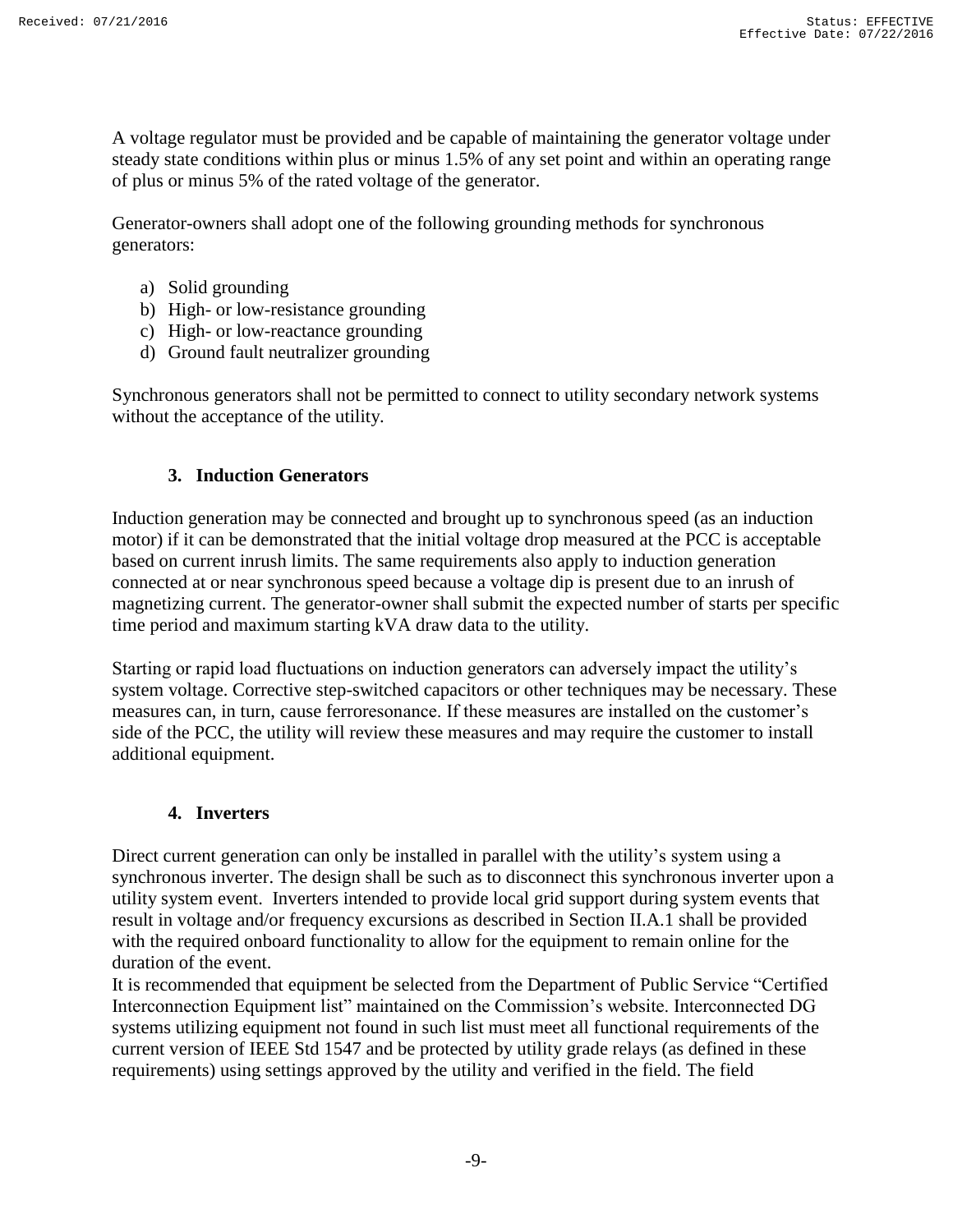A voltage regulator must be provided and be capable of maintaining the generator voltage under steady state conditions within plus or minus 1.5% of any set point and within an operating range of plus or minus 5% of the rated voltage of the generator.

Generator-owners shall adopt one of the following grounding methods for synchronous generators:

a) Solid grounding
b) High- or low-resistance grounding
c) High- or low-reactance grounding
d) Ground fault neutralizer grounding

Synchronous generators shall not be permitted to connect to utility secondary network systems without the acceptance of the utility.

### 3. Induction Generators

Induction generation may be connected and brought up to synchronous speed (as an induction motor) if it can be demonstrated that the initial voltage drop measured at the PCC is acceptable based on current inrush limits. The same requirements also apply to induction generation connected at or near synchronous speed because a voltage dip is present due to an inrush of magnetizing current. The generator-owner shall submit the expected number of starts per specific time period and maximum starting kVA draw data to the utility.

Starting or rapid load fluctuations on induction generators can adversely impact the utility's system voltage. Corrective step-switched capacitors or other techniques may be necessary. These measures can, in turn, cause ferroresonance. If these measures are installed on the customer's side of the PCC, the utility will review these measures and may require the customer to install additional equipment.

### 4. Inverters

Direct current generation can only be installed in parallel with the utility's system using a synchronous inverter. The design shall be such as to disconnect this synchronous inverter upon a utility system event. Inverters intended to provide local grid support during system events that result in voltage and/or frequency excursions as described in Section II.A.1 shall be provided with the required onboard functionality to allow for the equipment to remain online for the duration of the event.

It is recommended that equipment be selected from the Department of Public Service "Certified Interconnection Equipment list" maintained on the Commission's website. Interconnected DG systems utilizing equipment not found in such list must meet all functional requirements of the current version of IEEE Std 1547 and be protected by utility grade relays (as defined in these requirements) using settings approved by the utility and verified in the field. The field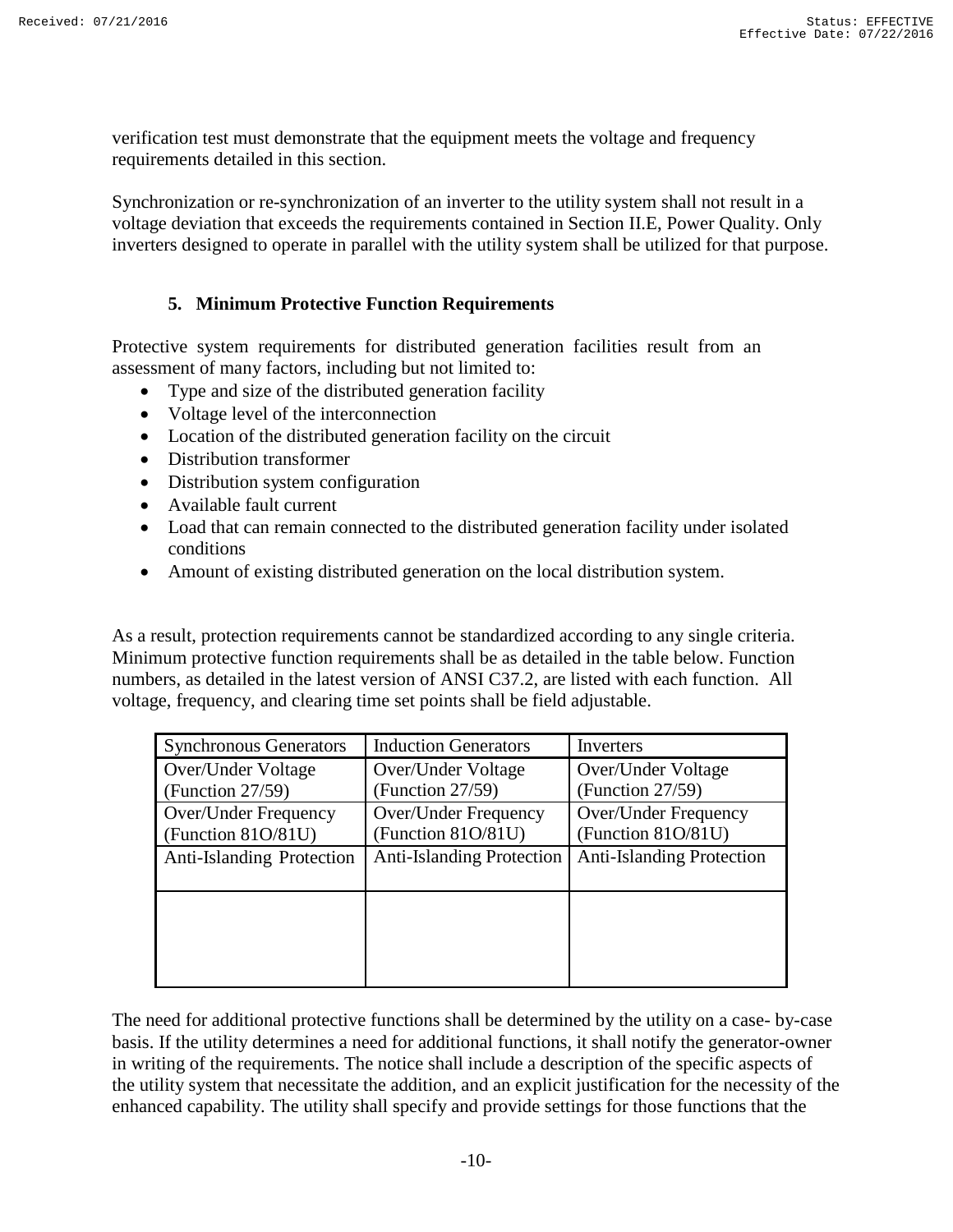verification test must demonstrate that the equipment meets the voltage and frequency requirements detailed in this section.

Synchronization or re-synchronization of an inverter to the utility system shall not result in a voltage deviation that exceeds the requirements contained in Section II.E, Power Quality. Only inverters designed to operate in parallel with the utility system shall be utilized for that purpose.

### 5. Minimum Protective Function Requirements

Protective system requirements for distributed generation facilities result from an assessment of many factors, including but not limited to:

- Type and size of the distributed generation facility
- Voltage level of the interconnection
- Location of the distributed generation facility on the circuit
- Distribution transformer
- Distribution system configuration
- Available fault current
- Load that can remain connected to the distributed generation facility under isolated conditions
- Amount of existing distributed generation on the local distribution system.

As a result, protection requirements cannot be standardized according to any single criteria. Minimum protective function requirements shall be as detailed in the table below. Function numbers, as detailed in the latest version of ANSI C37.2, are listed with each function. All voltage, frequency, and clearing time set points shall be field adjustable.

| Synchronous Generators | Induction Generators | Inverters |
|---|---|---|
| Over/Under Voltage (Function 27/59) | Over/Under Voltage (Function 27/59) | Over/Under Voltage (Function 27/59) |
| Over/Under Frequency (Function 81O/81U) | Over/Under Frequency (Function 81O/81U) | Over/Under Frequency (Function 81O/81U) |
| Anti-Islanding Protection | Anti-Islanding Protection | Anti-Islanding Protection |
| | | |

The need for additional protective functions shall be determined by the utility on a case- by-case basis. If the utility determines a need for additional functions, it shall notify the generator-owner in writing of the requirements. The notice shall include a description of the specific aspects of the utility system that necessitate the addition, and an explicit justification for the necessity of the enhanced capability. The utility shall specify and provide settings for those functions that the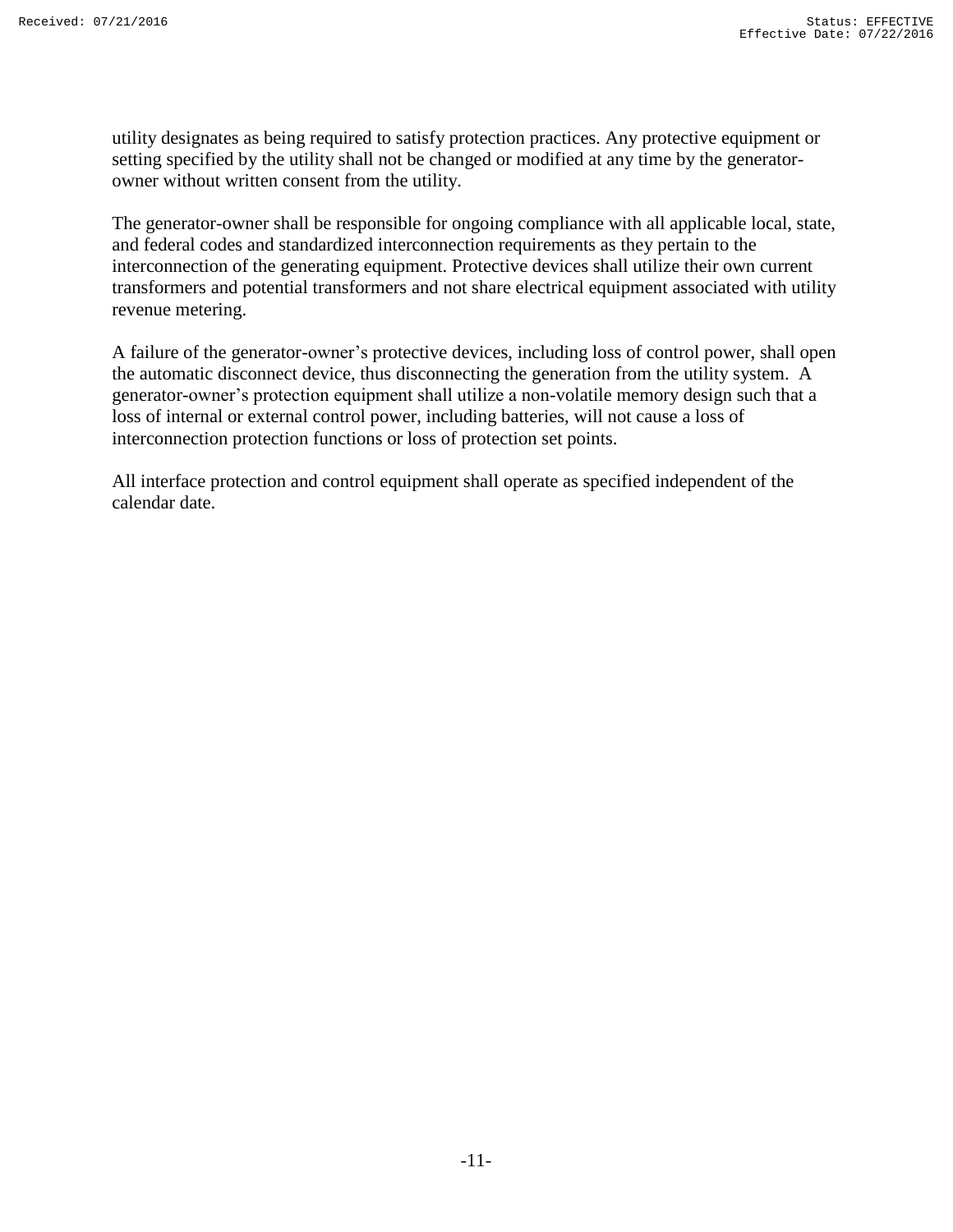utility designates as being required to satisfy protection practices. Any protective equipment or setting specified by the utility shall not be changed or modified at any time by the generator-owner without written consent from the utility.

The generator-owner shall be responsible for ongoing compliance with all applicable local, state, and federal codes and standardized interconnection requirements as they pertain to the interconnection of the generating equipment. Protective devices shall utilize their own current transformers and potential transformers and not share electrical equipment associated with utility revenue metering.

A failure of the generator-owner's protective devices, including loss of control power, shall open the automatic disconnect device, thus disconnecting the generation from the utility system. A generator-owner's protection equipment shall utilize a non-volatile memory design such that a loss of internal or external control power, including batteries, will not cause a loss of interconnection protection functions or loss of protection set points.

All interface protection and control equipment shall operate as specified independent of the calendar date.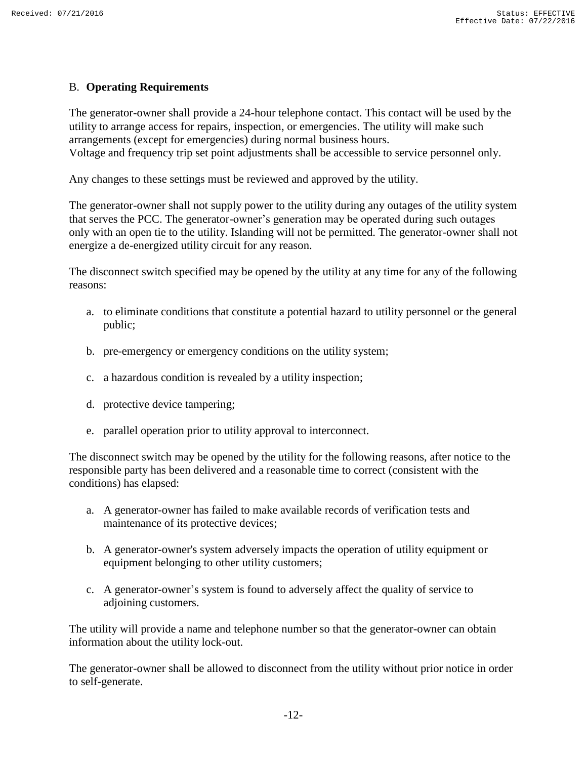## B. **Operating Requirements**

The generator-owner shall provide a 24-hour telephone contact. This contact will be used by the utility to arrange access for repairs, inspection, or emergencies. The utility will make such arrangements (except for emergencies) during normal business hours.
Voltage and frequency trip set point adjustments shall be accessible to service personnel only.

Any changes to these settings must be reviewed and approved by the utility.

The generator-owner shall not supply power to the utility during any outages of the utility system that serves the PCC. The generator-owner's generation may be operated during such outages only with an open tie to the utility. Islanding will not be permitted. The generator-owner shall not energize a de-energized utility circuit for any reason.

The disconnect switch specified may be opened by the utility at any time for any of the following reasons:

a. to eliminate conditions that constitute a potential hazard to utility personnel or the general public;

b. pre-emergency or emergency conditions on the utility system;

c. a hazardous condition is revealed by a utility inspection;

d. protective device tampering;

e. parallel operation prior to utility approval to interconnect.

The disconnect switch may be opened by the utility for the following reasons, after notice to the responsible party has been delivered and a reasonable time to correct (consistent with the conditions) has elapsed:

a. A generator-owner has failed to make available records of verification tests and maintenance of its protective devices;

b. A generator-owner's system adversely impacts the operation of utility equipment or equipment belonging to other utility customers;

c. A generator-owner's system is found to adversely affect the quality of service to adjoining customers.

The utility will provide a name and telephone number so that the generator-owner can obtain information about the utility lock-out.

The generator-owner shall be allowed to disconnect from the utility without prior notice in order to self-generate.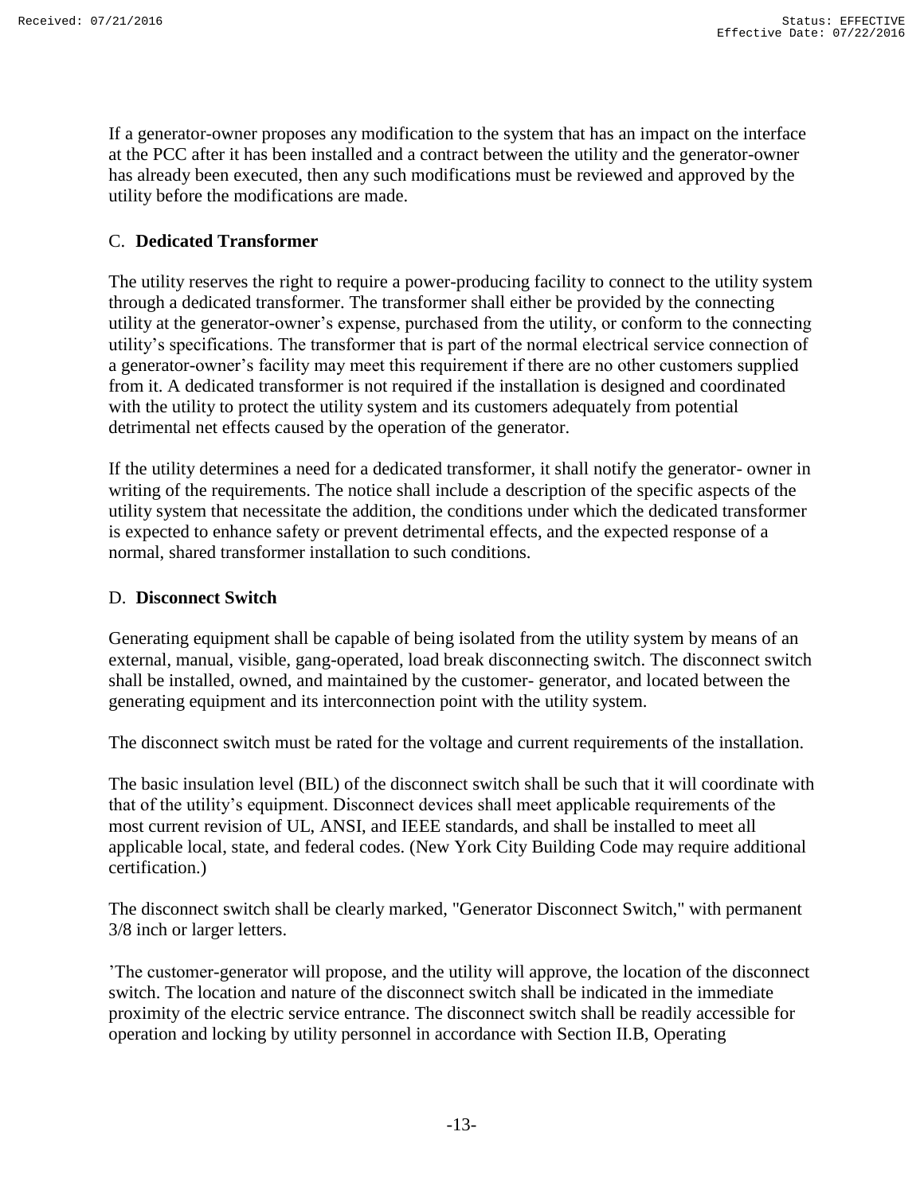If a generator-owner proposes any modification to the system that has an impact on the interface at the PCC after it has been installed and a contract between the utility and the generator-owner has already been executed, then any such modifications must be reviewed and approved by the utility before the modifications are made.

### C. **Dedicated Transformer**

The utility reserves the right to require a power-producing facility to connect to the utility system through a dedicated transformer. The transformer shall either be provided by the connecting utility at the generator-owner's expense, purchased from the utility, or conform to the connecting utility's specifications. The transformer that is part of the normal electrical service connection of a generator-owner's facility may meet this requirement if there are no other customers supplied from it. A dedicated transformer is not required if the installation is designed and coordinated with the utility to protect the utility system and its customers adequately from potential detrimental net effects caused by the operation of the generator.

If the utility determines a need for a dedicated transformer, it shall notify the generator- owner in writing of the requirements. The notice shall include a description of the specific aspects of the utility system that necessitate the addition, the conditions under which the dedicated transformer is expected to enhance safety or prevent detrimental effects, and the expected response of a normal, shared transformer installation to such conditions.

### D. **Disconnect Switch**

Generating equipment shall be capable of being isolated from the utility system by means of an external, manual, visible, gang-operated, load break disconnecting switch. The disconnect switch shall be installed, owned, and maintained by the customer- generator, and located between the generating equipment and its interconnection point with the utility system.

The disconnect switch must be rated for the voltage and current requirements of the installation.

The basic insulation level (BIL) of the disconnect switch shall be such that it will coordinate with that of the utility's equipment. Disconnect devices shall meet applicable requirements of the most current revision of UL, ANSI, and IEEE standards, and shall be installed to meet all applicable local, state, and federal codes. (New York City Building Code may require additional certification.)

The disconnect switch shall be clearly marked, "Generator Disconnect Switch," with permanent 3/8 inch or larger letters.

'The customer-generator will propose, and the utility will approve, the location of the disconnect switch. The location and nature of the disconnect switch shall be indicated in the immediate proximity of the electric service entrance. The disconnect switch shall be readily accessible for operation and locking by utility personnel in accordance with Section II.B, Operating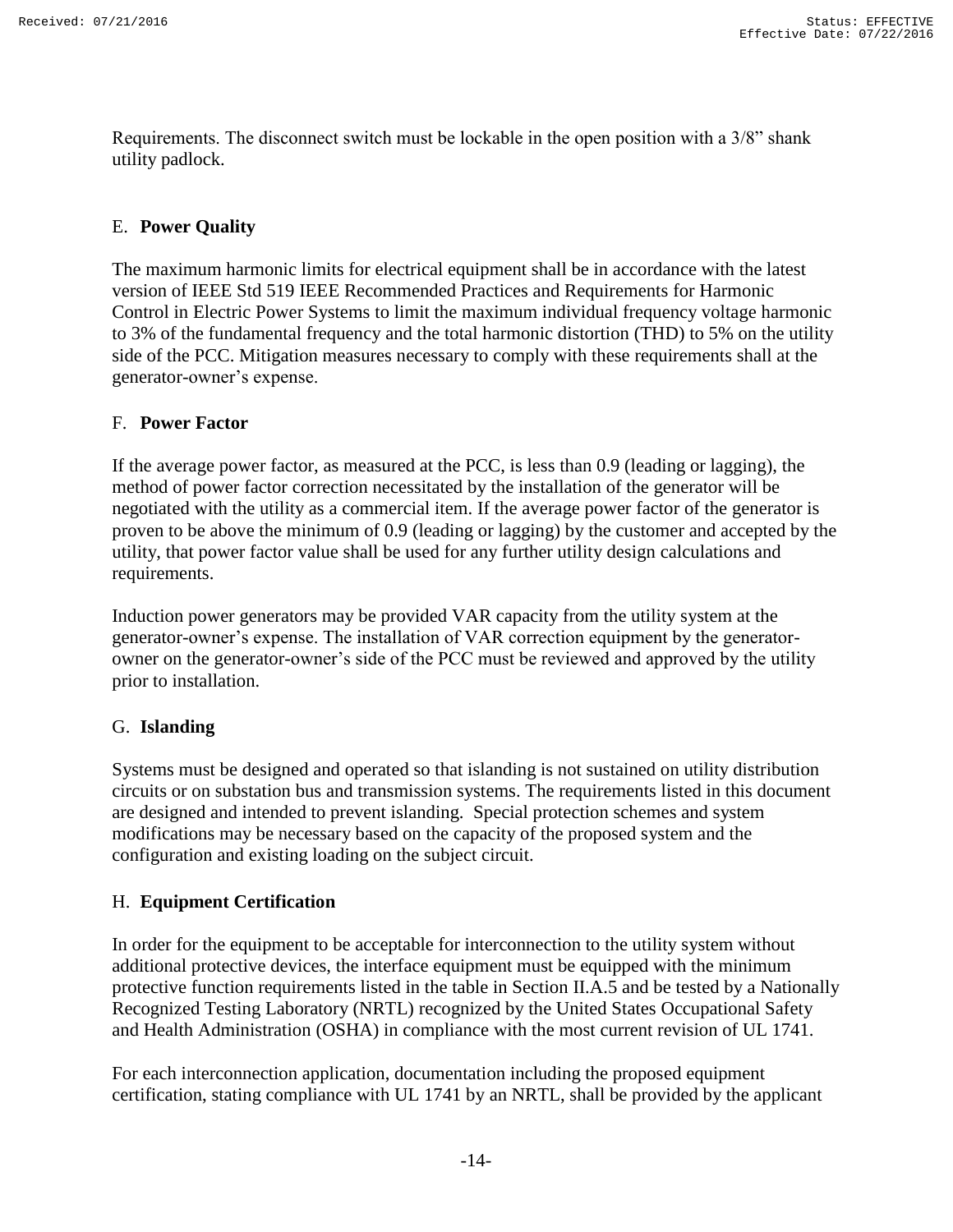Requirements. The disconnect switch must be lockable in the open position with a 3/8" shank utility padlock.

### E. **Power Quality**

The maximum harmonic limits for electrical equipment shall be in accordance with the latest version of IEEE Std 519 IEEE Recommended Practices and Requirements for Harmonic Control in Electric Power Systems to limit the maximum individual frequency voltage harmonic to 3% of the fundamental frequency and the total harmonic distortion (THD) to 5% on the utility side of the PCC. Mitigation measures necessary to comply with these requirements shall at the generator-owner's expense.

### F. **Power Factor**

If the average power factor, as measured at the PCC, is less than 0.9 (leading or lagging), the method of power factor correction necessitated by the installation of the generator will be negotiated with the utility as a commercial item. If the average power factor of the generator is proven to be above the minimum of 0.9 (leading or lagging) by the customer and accepted by the utility, that power factor value shall be used for any further utility design calculations and requirements.

Induction power generators may be provided VAR capacity from the utility system at the generator-owner's expense. The installation of VAR correction equipment by the generator-owner on the generator-owner's side of the PCC must be reviewed and approved by the utility prior to installation.

### G. **Islanding**

Systems must be designed and operated so that islanding is not sustained on utility distribution circuits or on substation bus and transmission systems. The requirements listed in this document are designed and intended to prevent islanding. Special protection schemes and system modifications may be necessary based on the capacity of the proposed system and the configuration and existing loading on the subject circuit.

### H. **Equipment Certification**

In order for the equipment to be acceptable for interconnection to the utility system without additional protective devices, the interface equipment must be equipped with the minimum protective function requirements listed in the table in Section II.A.5 and be tested by a Nationally Recognized Testing Laboratory (NRTL) recognized by the United States Occupational Safety and Health Administration (OSHA) in compliance with the most current revision of UL 1741.

For each interconnection application, documentation including the proposed equipment certification, stating compliance with UL 1741 by an NRTL, shall be provided by the applicant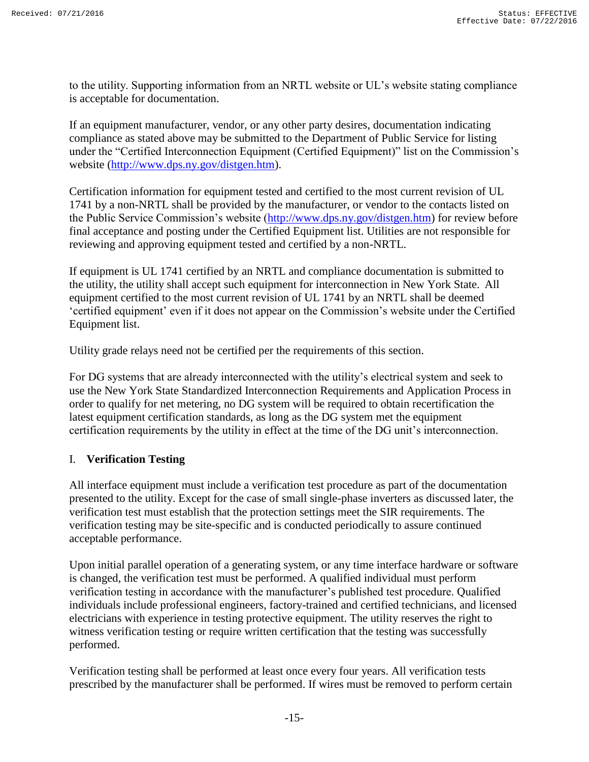to the utility. Supporting information from an NRTL website or UL's website stating compliance is acceptable for documentation.

If an equipment manufacturer, vendor, or any other party desires, documentation indicating compliance as stated above may be submitted to the Department of Public Service for listing under the "Certified Interconnection Equipment (Certified Equipment)" list on the Commission's website (http://www.dps.ny.gov/distgen.htm).

Certification information for equipment tested and certified to the most current revision of UL 1741 by a non-NRTL shall be provided by the manufacturer, or vendor to the contacts listed on the Public Service Commission's website (http://www.dps.ny.gov/distgen.htm) for review before final acceptance and posting under the Certified Equipment list. Utilities are not responsible for reviewing and approving equipment tested and certified by a non-NRTL.

If equipment is UL 1741 certified by an NRTL and compliance documentation is submitted to the utility, the utility shall accept such equipment for interconnection in New York State. All equipment certified to the most current revision of UL 1741 by an NRTL shall be deemed 'certified equipment' even if it does not appear on the Commission's website under the Certified Equipment list.

Utility grade relays need not be certified per the requirements of this section.

For DG systems that are already interconnected with the utility's electrical system and seek to use the New York State Standardized Interconnection Requirements and Application Process in order to qualify for net metering, no DG system will be required to obtain recertification the latest equipment certification standards, as long as the DG system met the equipment certification requirements by the utility in effect at the time of the DG unit's interconnection.

## I. **Verification Testing**

All interface equipment must include a verification test procedure as part of the documentation presented to the utility. Except for the case of small single-phase inverters as discussed later, the verification test must establish that the protection settings meet the SIR requirements. The verification testing may be site-specific and is conducted periodically to assure continued acceptable performance.

Upon initial parallel operation of a generating system, or any time interface hardware or software is changed, the verification test must be performed. A qualified individual must perform verification testing in accordance with the manufacturer's published test procedure. Qualified individuals include professional engineers, factory-trained and certified technicians, and licensed electricians with experience in testing protective equipment. The utility reserves the right to witness verification testing or require written certification that the testing was successfully performed.

Verification testing shall be performed at least once every four years. All verification tests prescribed by the manufacturer shall be performed. If wires must be removed to perform certain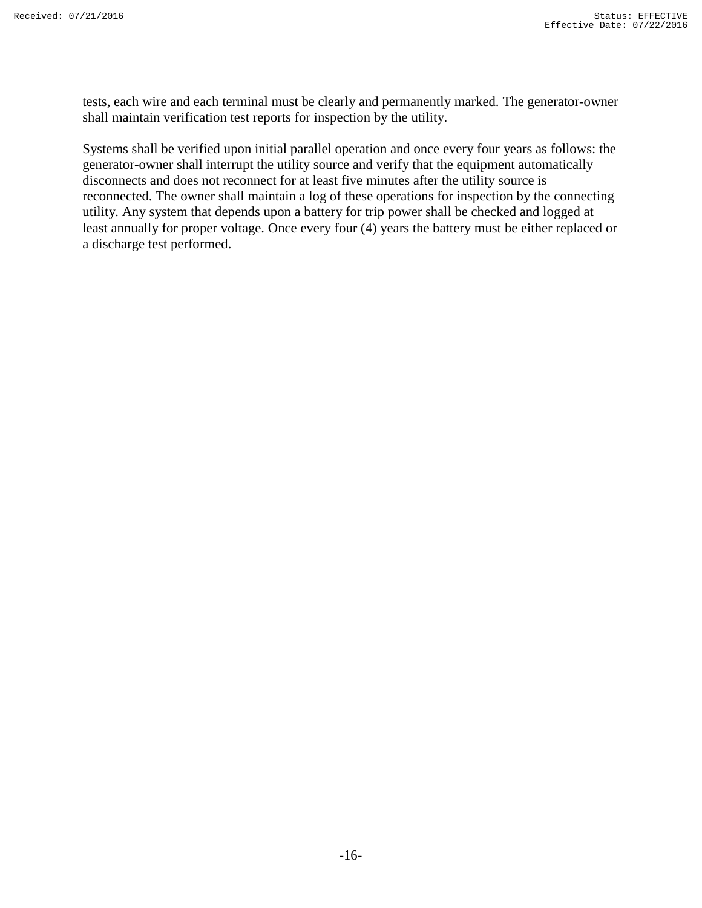tests, each wire and each terminal must be clearly and permanently marked. The generator-owner shall maintain verification test reports for inspection by the utility.

Systems shall be verified upon initial parallel operation and once every four years as follows: the generator-owner shall interrupt the utility source and verify that the equipment automatically disconnects and does not reconnect for at least five minutes after the utility source is reconnected. The owner shall maintain a log of these operations for inspection by the connecting utility. Any system that depends upon a battery for trip power shall be checked and logged at least annually for proper voltage. Once every four (4) years the battery must be either replaced or a discharge test performed.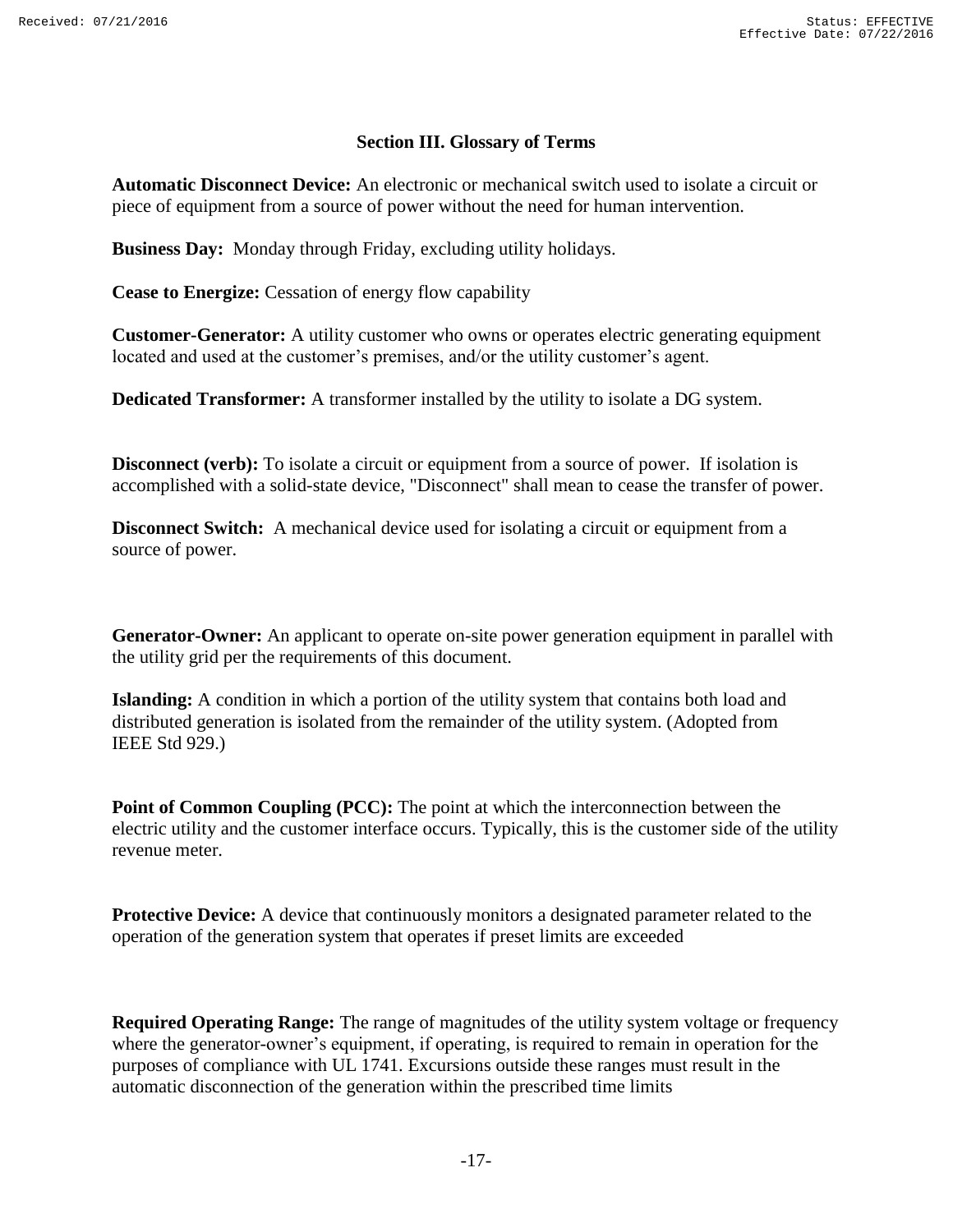## Section III. Glossary of Terms

**Automatic Disconnect Device:** An electronic or mechanical switch used to isolate a circuit or piece of equipment from a source of power without the need for human intervention.

**Business Day:** Monday through Friday, excluding utility holidays.

**Cease to Energize:** Cessation of energy flow capability

**Customer-Generator:** A utility customer who owns or operates electric generating equipment located and used at the customer's premises, and/or the utility customer's agent.

**Dedicated Transformer:** A transformer installed by the utility to isolate a DG system.

**Disconnect (verb):** To isolate a circuit or equipment from a source of power. If isolation is accomplished with a solid-state device, "Disconnect" shall mean to cease the transfer of power.

**Disconnect Switch:** A mechanical device used for isolating a circuit or equipment from a source of power.

**Generator-Owner:** An applicant to operate on-site power generation equipment in parallel with the utility grid per the requirements of this document.

**Islanding:** A condition in which a portion of the utility system that contains both load and distributed generation is isolated from the remainder of the utility system. (Adopted from IEEE Std 929.)

**Point of Common Coupling (PCC):** The point at which the interconnection between the electric utility and the customer interface occurs. Typically, this is the customer side of the utility revenue meter.

**Protective Device:** A device that continuously monitors a designated parameter related to the operation of the generation system that operates if preset limits are exceeded

**Required Operating Range:** The range of magnitudes of the utility system voltage or frequency where the generator-owner's equipment, if operating, is required to remain in operation for the purposes of compliance with UL 1741. Excursions outside these ranges must result in the automatic disconnection of the generation within the prescribed time limits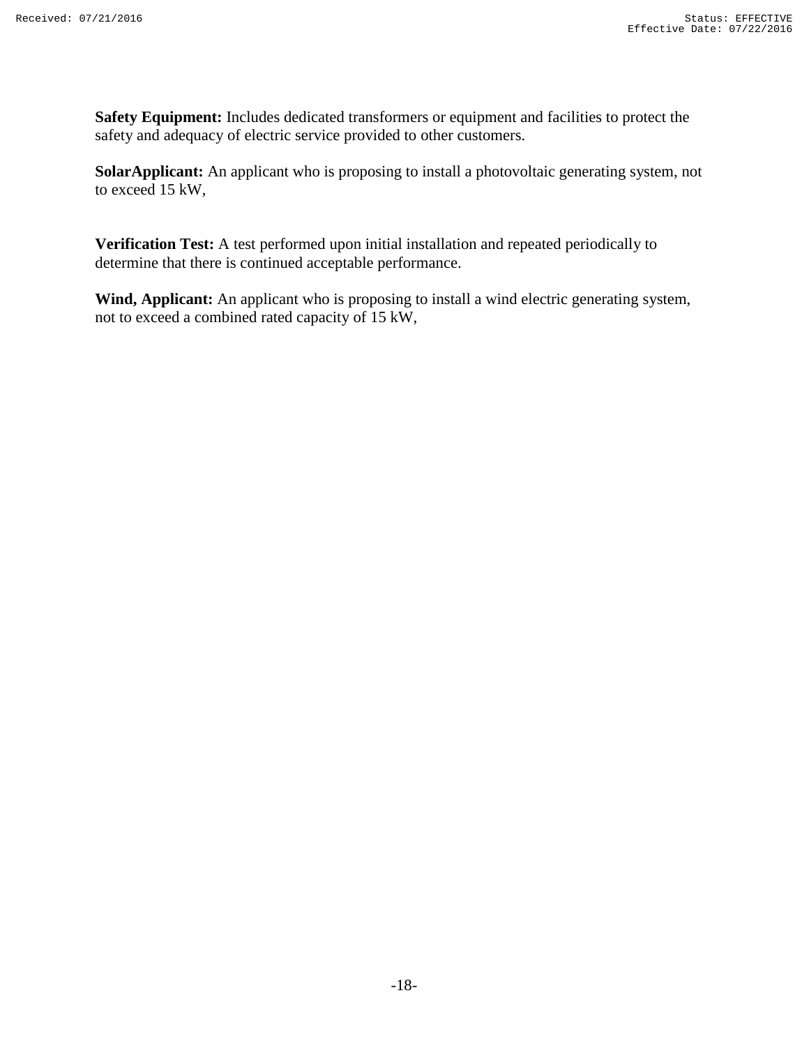**Safety Equipment:** Includes dedicated transformers or equipment and facilities to protect the safety and adequacy of electric service provided to other customers.

**SolarApplicant:** An applicant who is proposing to install a photovoltaic generating system, not to exceed 15 kW,

**Verification Test:** A test performed upon initial installation and repeated periodically to determine that there is continued acceptable performance.

**Wind, Applicant:** An applicant who is proposing to install a wind electric generating system, not to exceed a combined rated capacity of 15 kW,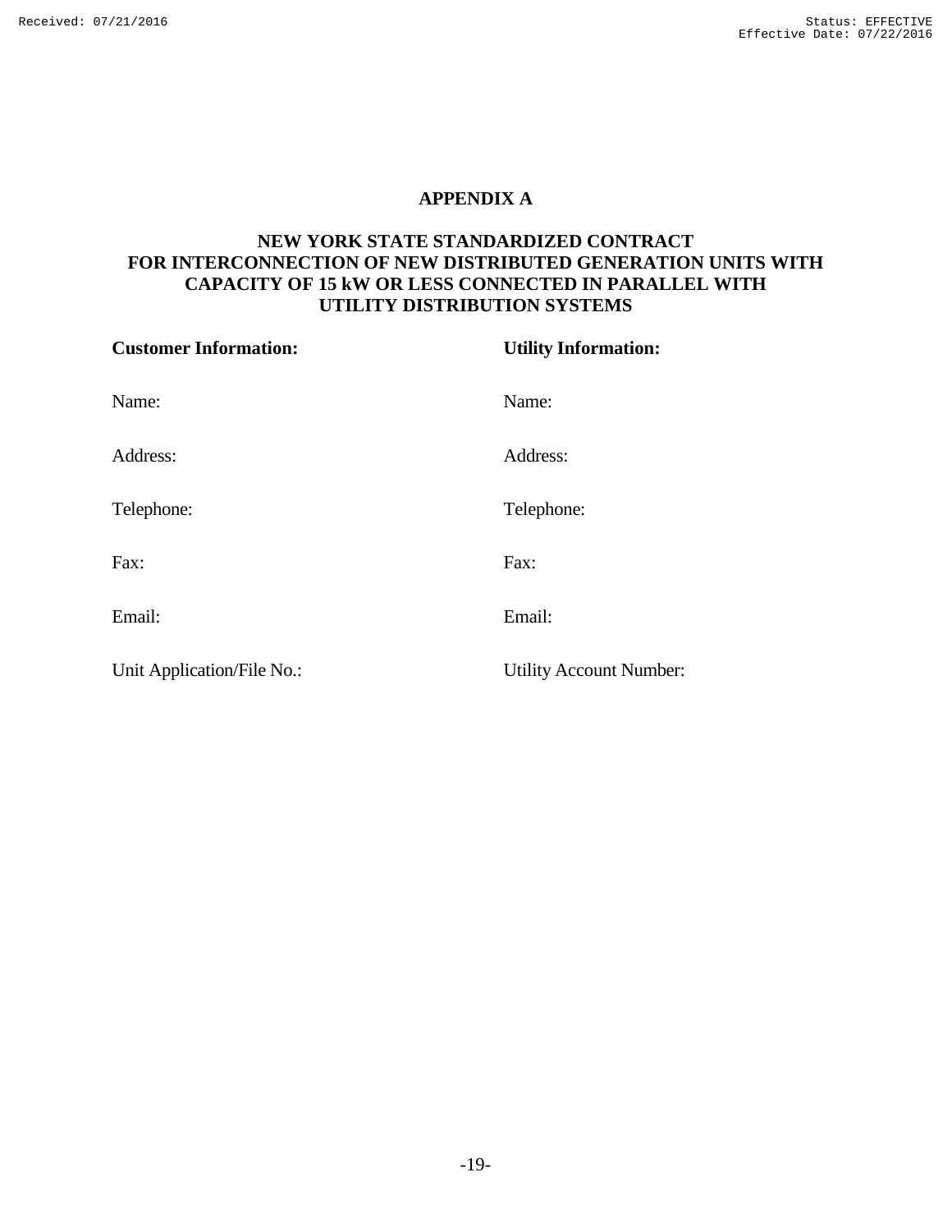## APPENDIX A

## NEW YORK STATE STANDARDIZED CONTRACT FOR INTERCONNECTION OF NEW DISTRIBUTED GENERATION UNITS WITH CAPACITY OF 15 kW OR LESS CONNECTED IN PARALLEL WITH UTILITY DISTRIBUTION SYSTEMS

| **Customer Information:** | **Utility Information:** |
| --- | --- |
| Name: | Name: |
| Address: | Address: |
| Telephone: | Telephone: |
| Fax: | Fax: |
| Email: | Email: |
| Unit Application/File No.: | Utility Account Number: |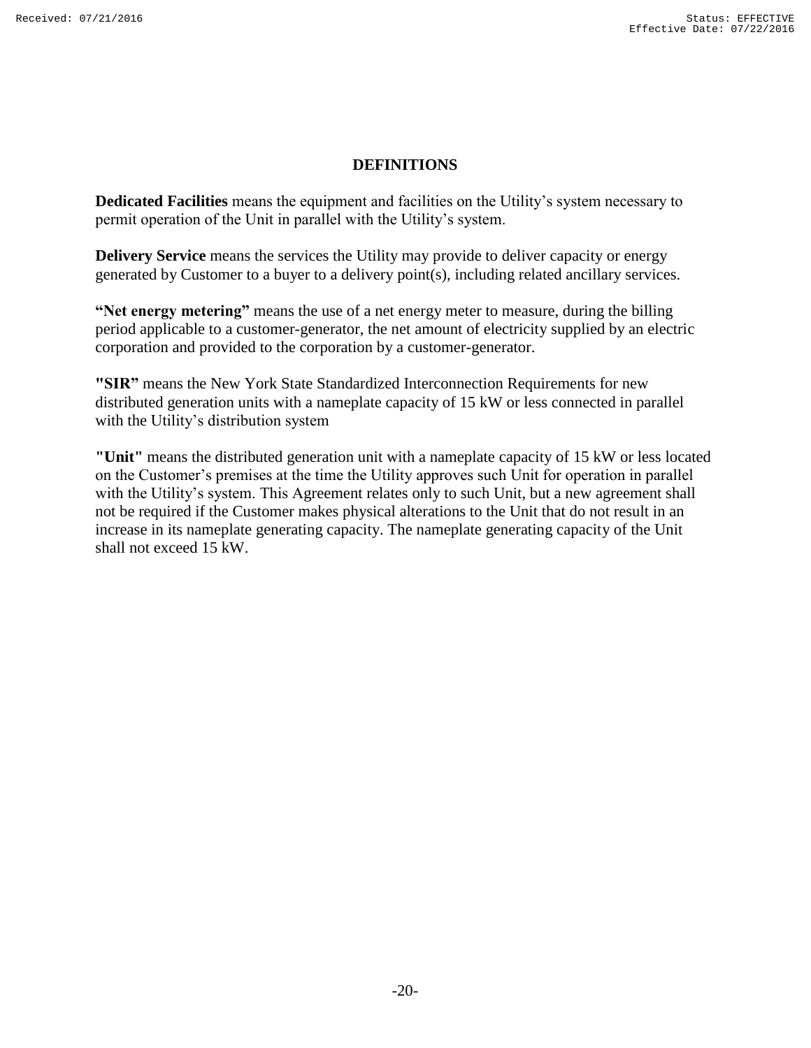## DEFINITIONS

**Dedicated Facilities** means the equipment and facilities on the Utility's system necessary to permit operation of the Unit in parallel with the Utility's system.

**Delivery Service** means the services the Utility may provide to deliver capacity or energy generated by Customer to a buyer to a delivery point(s), including related ancillary services.

**"Net energy metering"** means the use of a net energy meter to measure, during the billing period applicable to a customer-generator, the net amount of electricity supplied by an electric corporation and provided to the corporation by a customer-generator.

**"SIR"** means the New York State Standardized Interconnection Requirements for new distributed generation units with a nameplate capacity of 15 kW or less connected in parallel with the Utility's distribution system

**"Unit"** means the distributed generation unit with a nameplate capacity of 15 kW or less located on the Customer's premises at the time the Utility approves such Unit for operation in parallel with the Utility's system. This Agreement relates only to such Unit, but a new agreement shall not be required if the Customer makes physical alterations to the Unit that do not result in an increase in its nameplate generating capacity. The nameplate generating capacity of the Unit shall not exceed 15 kW.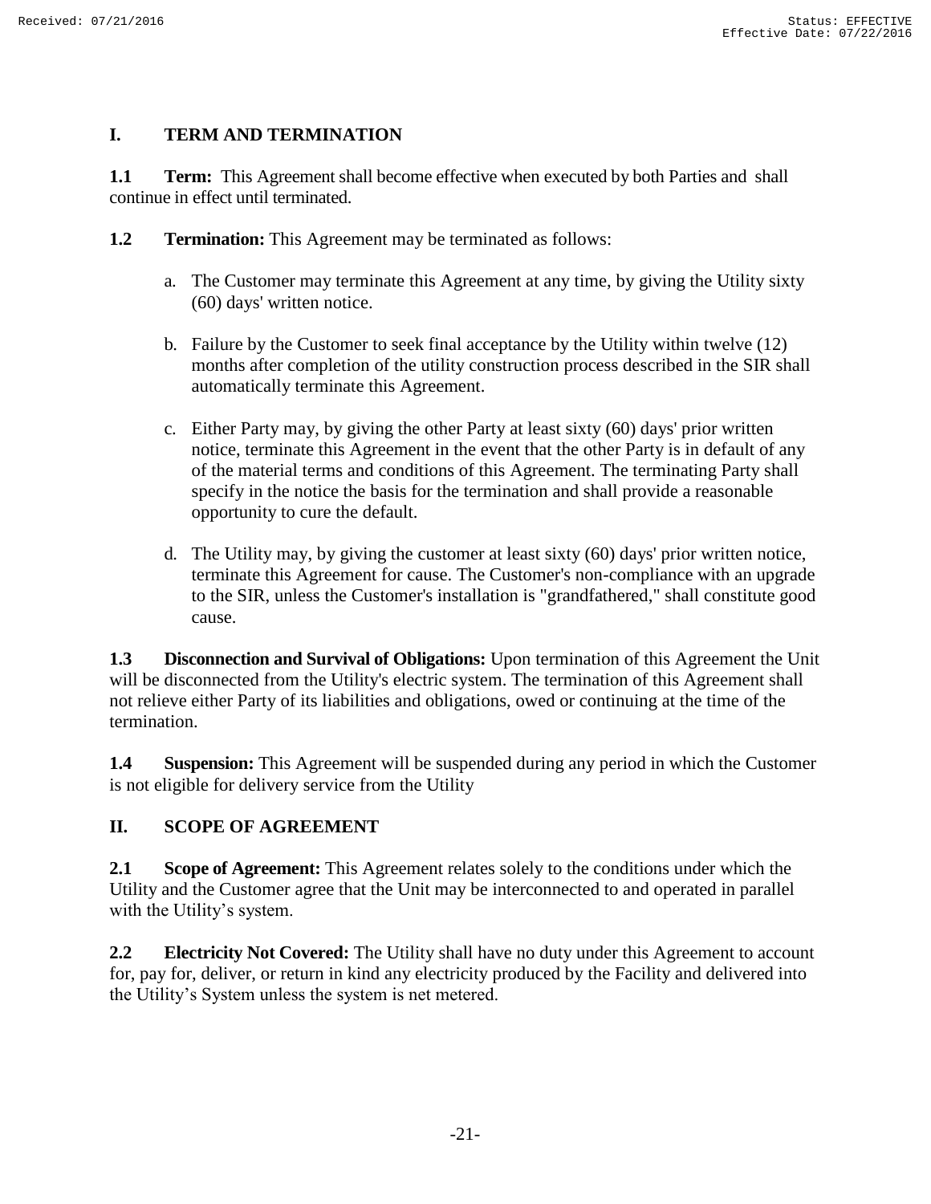## I. TERM AND TERMINATION

**1.1 Term:** This Agreement shall become effective when executed by both Parties and shall continue in effect until terminated.

**1.2 Termination:** This Agreement may be terminated as follows:

a. The Customer may terminate this Agreement at any time, by giving the Utility sixty (60) days' written notice.

b. Failure by the Customer to seek final acceptance by the Utility within twelve (12) months after completion of the utility construction process described in the SIR shall automatically terminate this Agreement.

c. Either Party may, by giving the other Party at least sixty (60) days' prior written notice, terminate this Agreement in the event that the other Party is in default of any of the material terms and conditions of this Agreement. The terminating Party shall specify in the notice the basis for the termination and shall provide a reasonable opportunity to cure the default.

d. The Utility may, by giving the customer at least sixty (60) days' prior written notice, terminate this Agreement for cause. The Customer's non-compliance with an upgrade to the SIR, unless the Customer's installation is "grandfathered," shall constitute good cause.

**1.3 Disconnection and Survival of Obligations:** Upon termination of this Agreement the Unit will be disconnected from the Utility's electric system. The termination of this Agreement shall not relieve either Party of its liabilities and obligations, owed or continuing at the time of the termination.

**1.4 Suspension:** This Agreement will be suspended during any period in which the Customer is not eligible for delivery service from the Utility

## II. SCOPE OF AGREEMENT

**2.1 Scope of Agreement:** This Agreement relates solely to the conditions under which the Utility and the Customer agree that the Unit may be interconnected to and operated in parallel with the Utility's system.

**2.2 Electricity Not Covered:** The Utility shall have no duty under this Agreement to account for, pay for, deliver, or return in kind any electricity produced by the Facility and delivered into the Utility's System unless the system is net metered.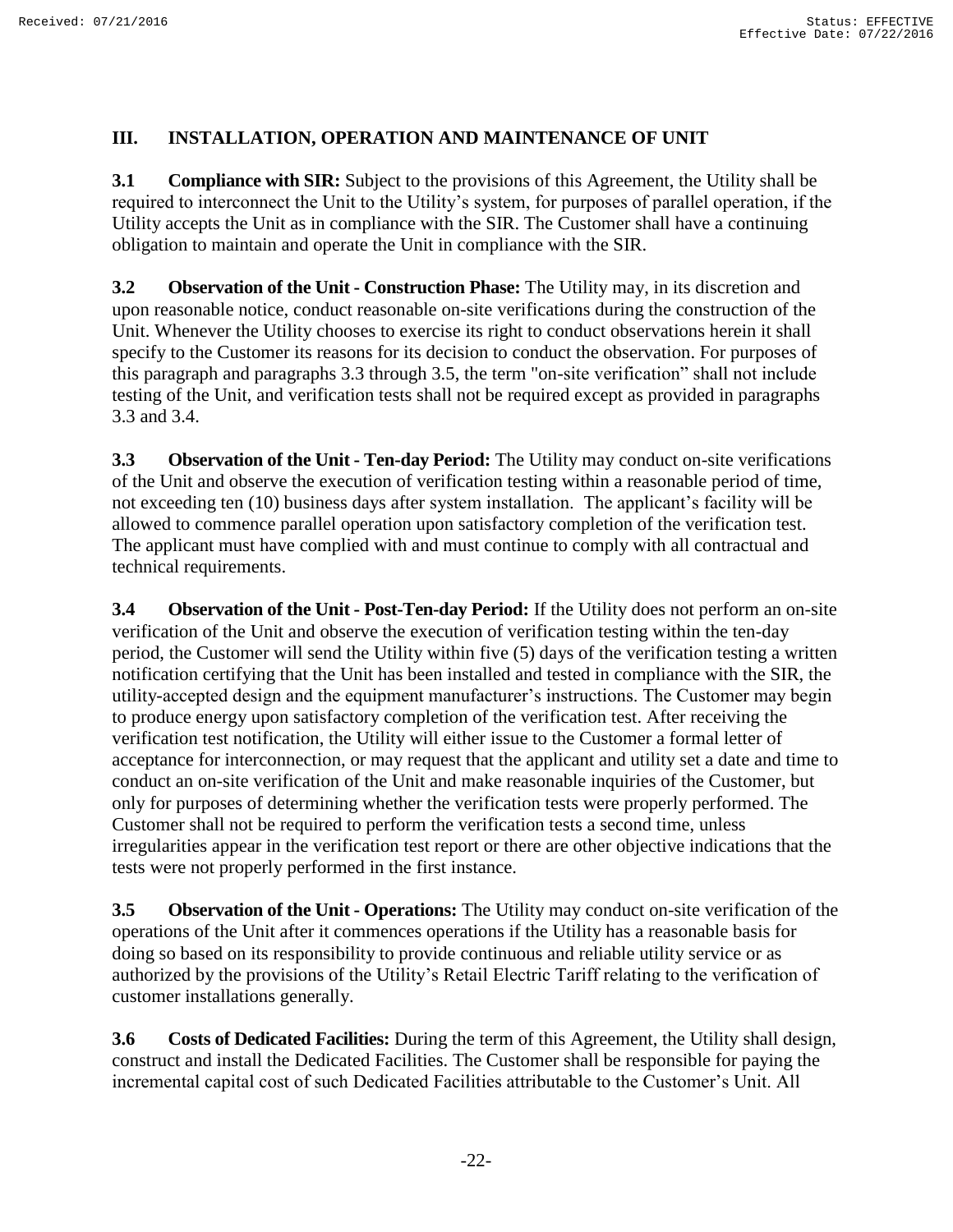## III. INSTALLATION, OPERATION AND MAINTENANCE OF UNIT

**3.1 Compliance with SIR:** Subject to the provisions of this Agreement, the Utility shall be required to interconnect the Unit to the Utility's system, for purposes of parallel operation, if the Utility accepts the Unit as in compliance with the SIR. The Customer shall have a continuing obligation to maintain and operate the Unit in compliance with the SIR.

**3.2 Observation of the Unit - Construction Phase:** The Utility may, in its discretion and upon reasonable notice, conduct reasonable on-site verifications during the construction of the Unit. Whenever the Utility chooses to exercise its right to conduct observations herein it shall specify to the Customer its reasons for its decision to conduct the observation. For purposes of this paragraph and paragraphs 3.3 through 3.5, the term "on-site verification" shall not include testing of the Unit, and verification tests shall not be required except as provided in paragraphs 3.3 and 3.4.

**3.3 Observation of the Unit - Ten-day Period:** The Utility may conduct on-site verifications of the Unit and observe the execution of verification testing within a reasonable period of time, not exceeding ten (10) business days after system installation. The applicant's facility will be allowed to commence parallel operation upon satisfactory completion of the verification test. The applicant must have complied with and must continue to comply with all contractual and technical requirements.

**3.4 Observation of the Unit - Post-Ten-day Period:** If the Utility does not perform an on-site verification of the Unit and observe the execution of verification testing within the ten-day period, the Customer will send the Utility within five (5) days of the verification testing a written notification certifying that the Unit has been installed and tested in compliance with the SIR, the utility-accepted design and the equipment manufacturer's instructions. The Customer may begin to produce energy upon satisfactory completion of the verification test. After receiving the verification test notification, the Utility will either issue to the Customer a formal letter of acceptance for interconnection, or may request that the applicant and utility set a date and time to conduct an on-site verification of the Unit and make reasonable inquiries of the Customer, but only for purposes of determining whether the verification tests were properly performed. The Customer shall not be required to perform the verification tests a second time, unless irregularities appear in the verification test report or there are other objective indications that the tests were not properly performed in the first instance.

**3.5 Observation of the Unit - Operations:** The Utility may conduct on-site verification of the operations of the Unit after it commences operations if the Utility has a reasonable basis for doing so based on its responsibility to provide continuous and reliable utility service or as authorized by the provisions of the Utility's Retail Electric Tariff relating to the verification of customer installations generally.

**3.6 Costs of Dedicated Facilities:** During the term of this Agreement, the Utility shall design, construct and install the Dedicated Facilities. The Customer shall be responsible for paying the incremental capital cost of such Dedicated Facilities attributable to the Customer's Unit. All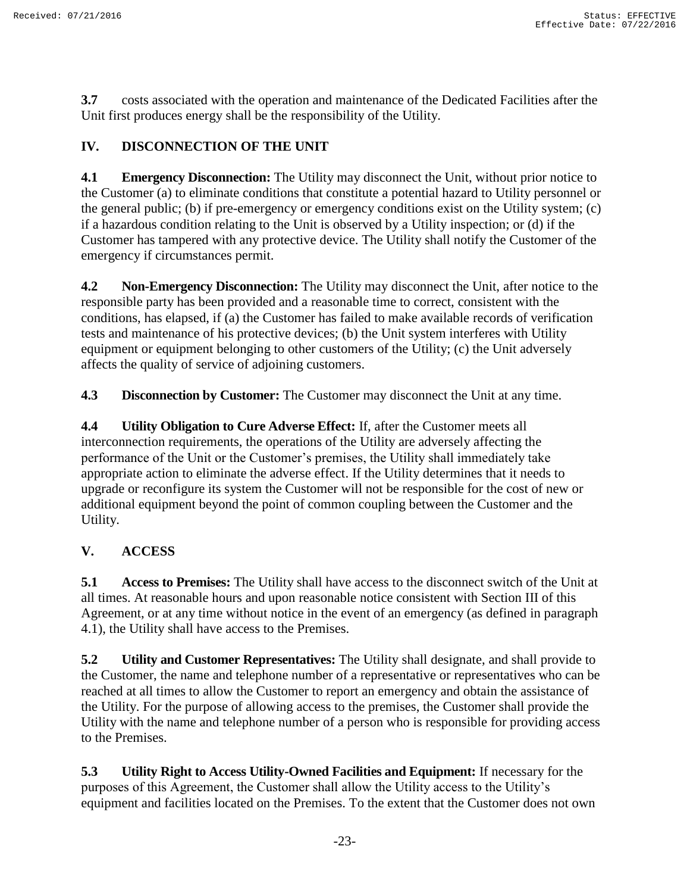**3.7** costs associated with the operation and maintenance of the Dedicated Facilities after the Unit first produces energy shall be the responsibility of the Utility.

## IV. DISCONNECTION OF THE UNIT

**4.1 Emergency Disconnection:** The Utility may disconnect the Unit, without prior notice to the Customer (a) to eliminate conditions that constitute a potential hazard to Utility personnel or the general public; (b) if pre-emergency or emergency conditions exist on the Utility system; (c) if a hazardous condition relating to the Unit is observed by a Utility inspection; or (d) if the Customer has tampered with any protective device. The Utility shall notify the Customer of the emergency if circumstances permit.

**4.2 Non-Emergency Disconnection:** The Utility may disconnect the Unit, after notice to the responsible party has been provided and a reasonable time to correct, consistent with the conditions, has elapsed, if (a) the Customer has failed to make available records of verification tests and maintenance of his protective devices; (b) the Unit system interferes with Utility equipment or equipment belonging to other customers of the Utility; (c) the Unit adversely affects the quality of service of adjoining customers.

**4.3 Disconnection by Customer:** The Customer may disconnect the Unit at any time.

**4.4 Utility Obligation to Cure Adverse Effect:** If, after the Customer meets all interconnection requirements, the operations of the Utility are adversely affecting the performance of the Unit or the Customer's premises, the Utility shall immediately take appropriate action to eliminate the adverse effect. If the Utility determines that it needs to upgrade or reconfigure its system the Customer will not be responsible for the cost of new or additional equipment beyond the point of common coupling between the Customer and the Utility.

## V. ACCESS

**5.1 Access to Premises:** The Utility shall have access to the disconnect switch of the Unit at all times. At reasonable hours and upon reasonable notice consistent with Section III of this Agreement, or at any time without notice in the event of an emergency (as defined in paragraph 4.1), the Utility shall have access to the Premises.

**5.2 Utility and Customer Representatives:** The Utility shall designate, and shall provide to the Customer, the name and telephone number of a representative or representatives who can be reached at all times to allow the Customer to report an emergency and obtain the assistance of the Utility. For the purpose of allowing access to the premises, the Customer shall provide the Utility with the name and telephone number of a person who is responsible for providing access to the Premises.

**5.3 Utility Right to Access Utility-Owned Facilities and Equipment:** If necessary for the purposes of this Agreement, the Customer shall allow the Utility access to the Utility's equipment and facilities located on the Premises. To the extent that the Customer does not own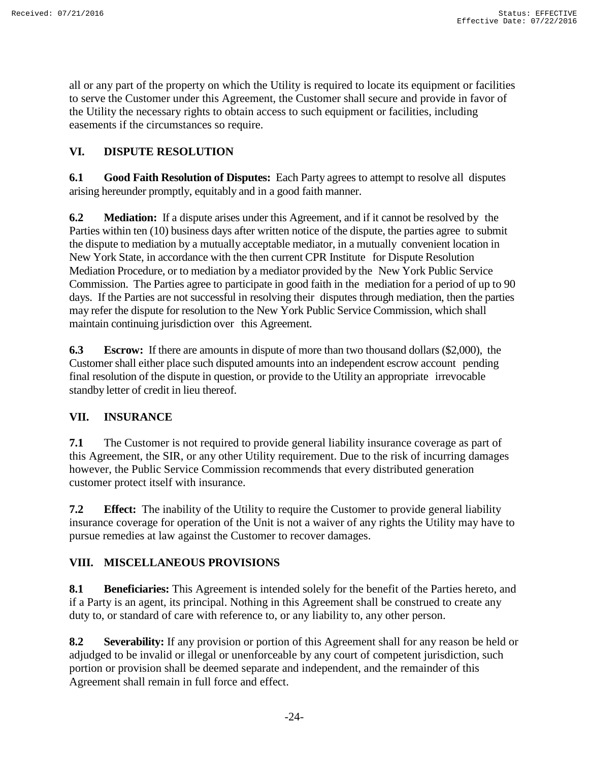all or any part of the property on which the Utility is required to locate its equipment or facilities to serve the Customer under this Agreement, the Customer shall secure and provide in favor of the Utility the necessary rights to obtain access to such equipment or facilities, including easements if the circumstances so require.

## VI. DISPUTE RESOLUTION

**6.1 Good Faith Resolution of Disputes:** Each Party agrees to attempt to resolve all disputes arising hereunder promptly, equitably and in a good faith manner.

**6.2 Mediation:** If a dispute arises under this Agreement, and if it cannot be resolved by the Parties within ten (10) business days after written notice of the dispute, the parties agree to submit the dispute to mediation by a mutually acceptable mediator, in a mutually convenient location in New York State, in accordance with the then current CPR Institute for Dispute Resolution Mediation Procedure, or to mediation by a mediator provided by the New York Public Service Commission. The Parties agree to participate in good faith in the mediation for a period of up to 90 days. If the Parties are not successful in resolving their disputes through mediation, then the parties may refer the dispute for resolution to the New York Public Service Commission, which shall maintain continuing jurisdiction over this Agreement.

**6.3 Escrow:** If there are amounts in dispute of more than two thousand dollars ($2,000), the Customer shall either place such disputed amounts into an independent escrow account pending final resolution of the dispute in question, or provide to the Utility an appropriate irrevocable standby letter of credit in lieu thereof.

## VII. INSURANCE

**7.1** The Customer is not required to provide general liability insurance coverage as part of this Agreement, the SIR, or any other Utility requirement. Due to the risk of incurring damages however, the Public Service Commission recommends that every distributed generation customer protect itself with insurance.

**7.2 Effect:** The inability of the Utility to require the Customer to provide general liability insurance coverage for operation of the Unit is not a waiver of any rights the Utility may have to pursue remedies at law against the Customer to recover damages.

## VIII. MISCELLANEOUS PROVISIONS

**8.1 Beneficiaries:** This Agreement is intended solely for the benefit of the Parties hereto, and if a Party is an agent, its principal. Nothing in this Agreement shall be construed to create any duty to, or standard of care with reference to, or any liability to, any other person.

**8.2 Severability:** If any provision or portion of this Agreement shall for any reason be held or adjudged to be invalid or illegal or unenforceable by any court of competent jurisdiction, such portion or provision shall be deemed separate and independent, and the remainder of this Agreement shall remain in full force and effect.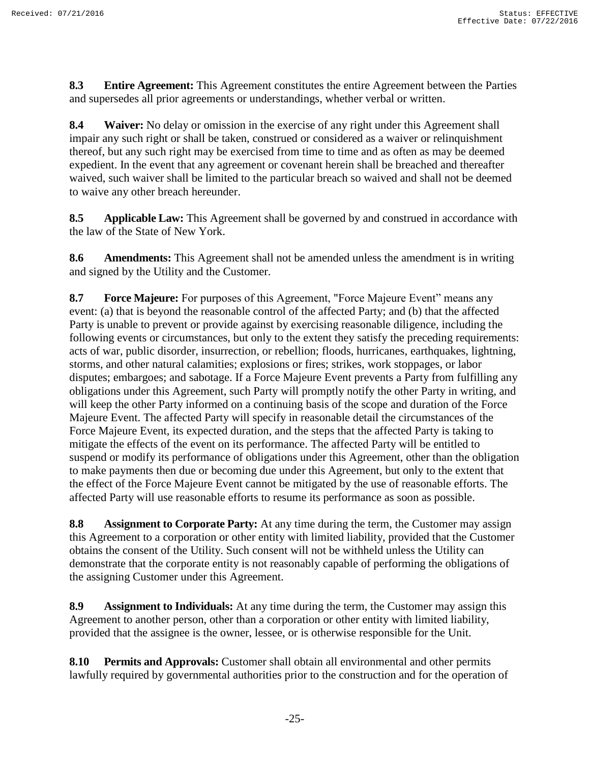**8.3 Entire Agreement:** This Agreement constitutes the entire Agreement between the Parties and supersedes all prior agreements or understandings, whether verbal or written.

**8.4 Waiver:** No delay or omission in the exercise of any right under this Agreement shall impair any such right or shall be taken, construed or considered as a waiver or relinquishment thereof, but any such right may be exercised from time to time and as often as may be deemed expedient. In the event that any agreement or covenant herein shall be breached and thereafter waived, such waiver shall be limited to the particular breach so waived and shall not be deemed to waive any other breach hereunder.

**8.5 Applicable Law:** This Agreement shall be governed by and construed in accordance with the law of the State of New York.

**8.6 Amendments:** This Agreement shall not be amended unless the amendment is in writing and signed by the Utility and the Customer.

**8.7 Force Majeure:** For purposes of this Agreement, "Force Majeure Event" means any event: (a) that is beyond the reasonable control of the affected Party; and (b) that the affected Party is unable to prevent or provide against by exercising reasonable diligence, including the following events or circumstances, but only to the extent they satisfy the preceding requirements: acts of war, public disorder, insurrection, or rebellion; floods, hurricanes, earthquakes, lightning, storms, and other natural calamities; explosions or fires; strikes, work stoppages, or labor disputes; embargoes; and sabotage. If a Force Majeure Event prevents a Party from fulfilling any obligations under this Agreement, such Party will promptly notify the other Party in writing, and will keep the other Party informed on a continuing basis of the scope and duration of the Force Majeure Event. The affected Party will specify in reasonable detail the circumstances of the Force Majeure Event, its expected duration, and the steps that the affected Party is taking to mitigate the effects of the event on its performance. The affected Party will be entitled to suspend or modify its performance of obligations under this Agreement, other than the obligation to make payments then due or becoming due under this Agreement, but only to the extent that the effect of the Force Majeure Event cannot be mitigated by the use of reasonable efforts. The affected Party will use reasonable efforts to resume its performance as soon as possible.

**8.8 Assignment to Corporate Party:** At any time during the term, the Customer may assign this Agreement to a corporation or other entity with limited liability, provided that the Customer obtains the consent of the Utility. Such consent will not be withheld unless the Utility can demonstrate that the corporate entity is not reasonably capable of performing the obligations of the assigning Customer under this Agreement.

**8.9 Assignment to Individuals:** At any time during the term, the Customer may assign this Agreement to another person, other than a corporation or other entity with limited liability, provided that the assignee is the owner, lessee, or is otherwise responsible for the Unit.

**8.10 Permits and Approvals:** Customer shall obtain all environmental and other permits lawfully required by governmental authorities prior to the construction and for the operation of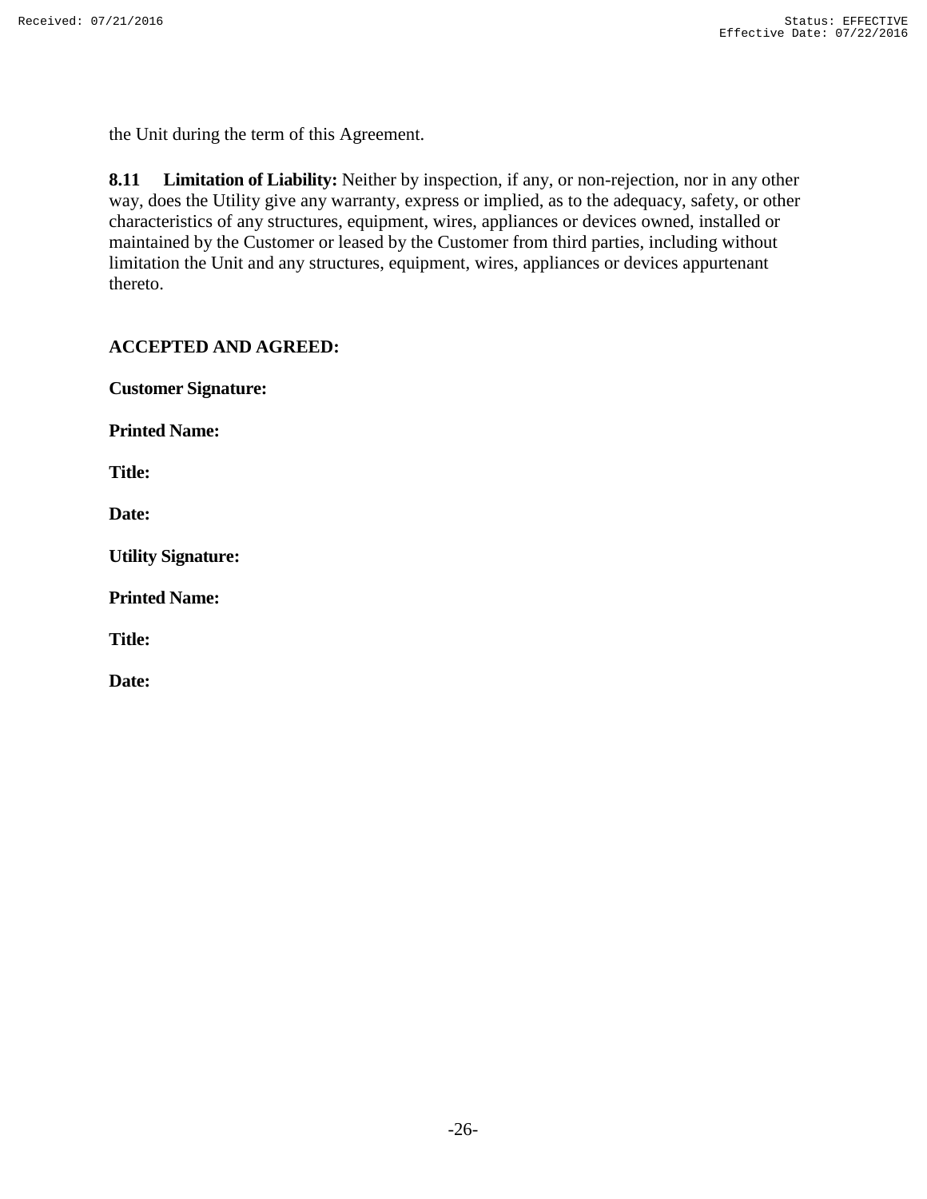the Unit during the term of this Agreement.

**8.11 Limitation of Liability:** Neither by inspection, if any, or non-rejection, nor in any other way, does the Utility give any warranty, express or implied, as to the adequacy, safety, or other characteristics of any structures, equipment, wires, appliances or devices owned, installed or maintained by the Customer or leased by the Customer from third parties, including without limitation the Unit and any structures, equipment, wires, appliances or devices appurtenant thereto.

**ACCEPTED AND AGREED:**

**Customer Signature:**

**Printed Name:**

**Title:**

**Date:**

**Utility Signature:**

**Printed Name:**

**Title:**

**Date:**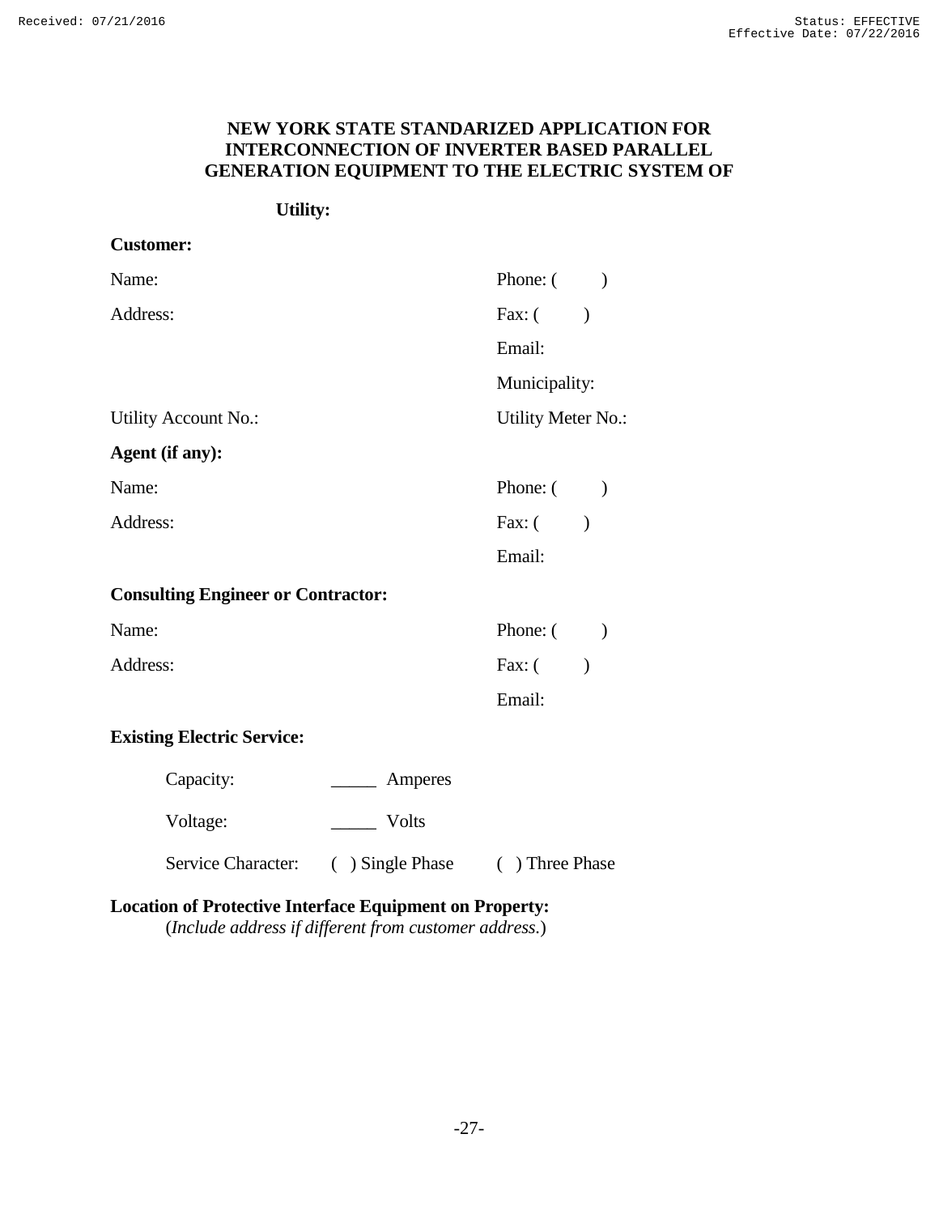# NEW YORK STATE STANDARIZED APPLICATION FOR INTERCONNECTION OF INVERTER BASED PARALLEL GENERATION EQUIPMENT TO THE ELECTRIC SYSTEM OF

**Utility:**

**Customer:**

| | |
|---|---|
| Name: | Phone: (  ) |
| Address: | Fax: (  ) |
| | Email: |
| | Municipality: |
| Utility Account No.: | Utility Meter No.: |

**Agent (if any):**

| | |
|---|---|
| Name: | Phone: (  ) |
| Address: | Fax: (  ) |
| | Email: |

**Consulting Engineer or Contractor:**

| | |
|---|---|
| Name: | Phone: (  ) |
| Address: | Fax: (  ) |
| | Email: |

**Existing Electric Service:**

Capacity: _____ Amperes

Voltage: _____ Volts

Service Character: (  ) Single Phase (  ) Three Phase

**Location of Protective Interface Equipment on Property:**
(*Include address if different from customer address.*)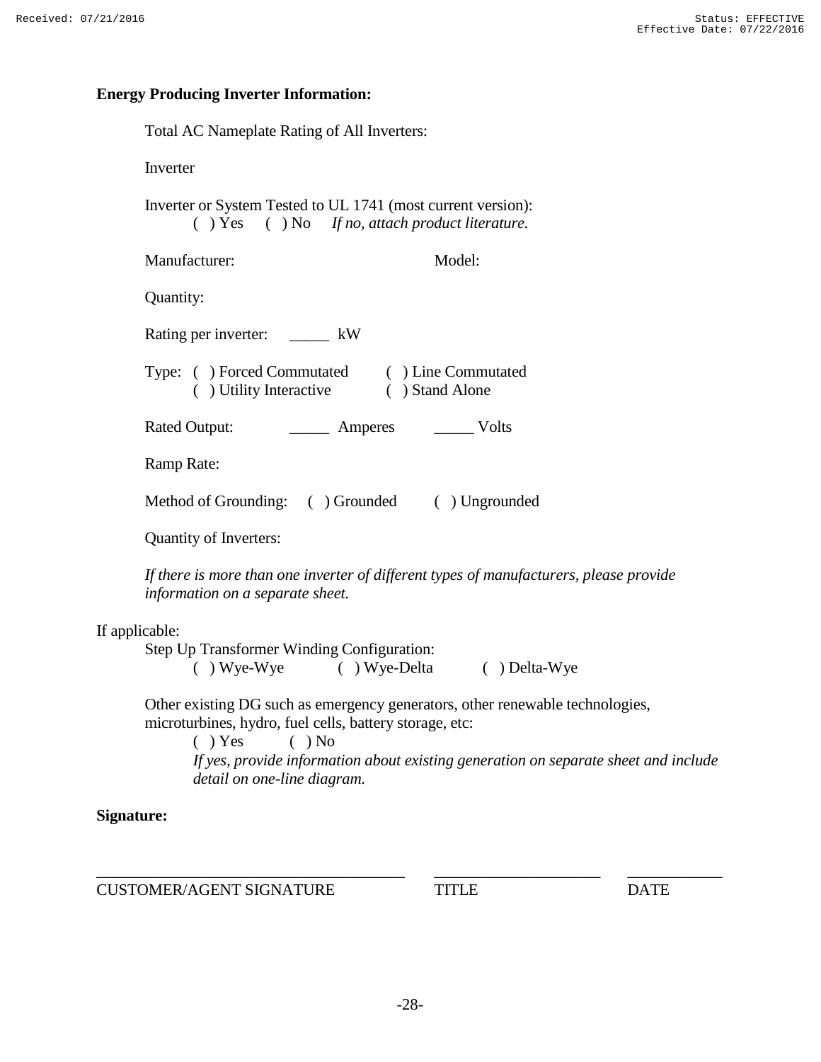**Energy Producing Inverter Information:**

Total AC Nameplate Rating of All Inverters:

Inverter

Inverter or System Tested to UL 1741 (most current version):
( ) Yes ( ) No *If no, attach product literature.*

Manufacturer: Model:

Quantity:

Rating per inverter: _____ kW

Type: ( ) Forced Commutated ( ) Line Commutated
( ) Utility Interactive ( ) Stand Alone

Rated Output: _____ Amperes _____ Volts

Ramp Rate:

Method of Grounding: ( ) Grounded ( ) Ungrounded

Quantity of Inverters:

*If there is more than one inverter of different types of manufacturers, please provide information on a separate sheet.*

If applicable:

Step Up Transformer Winding Configuration:
( ) Wye-Wye ( ) Wye-Delta ( ) Delta-Wye

Other existing DG such as emergency generators, other renewable technologies, microturbines, hydro, fuel cells, battery storage, etc:
( ) Yes ( ) No
*If yes, provide information about existing generation on separate sheet and include detail on one-line diagram.*

**Signature:**

_____________________________________ ____________________ ___________

CUSTOMER/AGENT SIGNATURE TITLE DATE